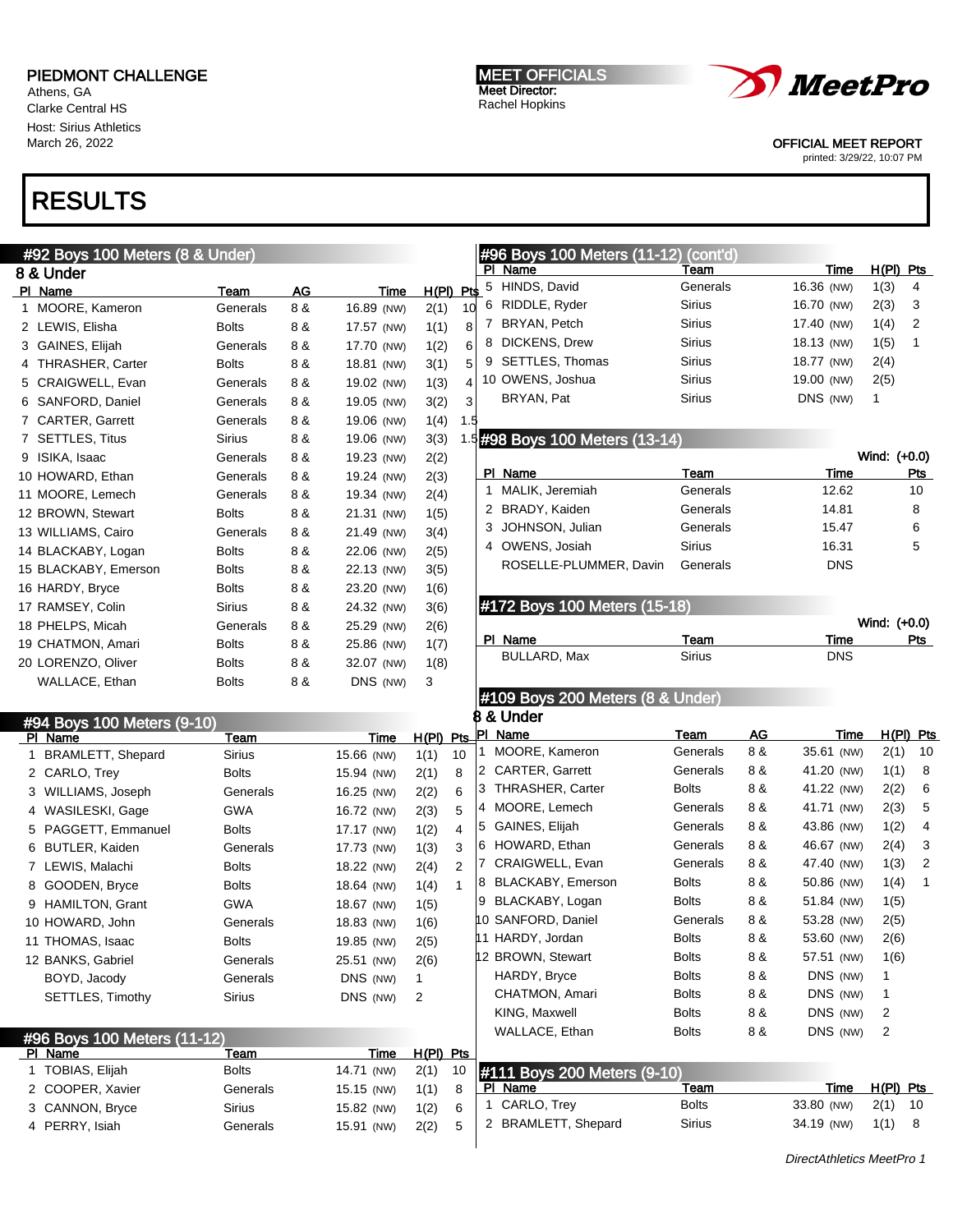PIEDMONT CHALLENGE
Athens, GA
Clarke Central HS
Host: Sirius Athletics
March 26, 2022

MEET OFFICIALS
Meet Director:
Rachel Hopkins

OFFICIAL MEET REPORT
printed: 3/29/22, 10:07 PM

# RESULTS

## #92 Boys 100 Meters (8 & Under)

### 8 & Under

| Pl | Name | Team | AG | Time | H(Pl) | Pts |
|---|---|---|---|---|---|---|
| 1 | MOORE, Kameron | Generals | 8 & | 16.89 (NW) | 2(1) | 10 |
| 2 | LEWIS, Elisha | Bolts | 8 & | 17.57 (NW) | 1(1) | 8 |
| 3 | GAINES, Elijah | Generals | 8 & | 17.70 (NW) | 1(2) | 6 |
| 4 | THRASHER, Carter | Bolts | 8 & | 18.81 (NW) | 3(1) | 5 |
| 5 | CRAIGWELL, Evan | Generals | 8 & | 19.02 (NW) | 1(3) | 4 |
| 6 | SANFORD, Daniel | Generals | 8 & | 19.05 (NW) | 3(2) | 3 |
| 7 | CARTER, Garrett | Generals | 8 & | 19.06 (NW) | 1(4) | 1.5 |
| 7 | SETTLES, Titus | Sirius | 8 & | 19.06 (NW) | 3(3) | 1.5 |
| 9 | ISIKA, Isaac | Generals | 8 & | 19.23 (NW) | 2(2) | |
| 10 | HOWARD, Ethan | Generals | 8 & | 19.24 (NW) | 2(3) | |
| 11 | MOORE, Lemech | Generals | 8 & | 19.34 (NW) | 2(4) | |
| 12 | BROWN, Stewart | Bolts | 8 & | 21.31 (NW) | 1(5) | |
| 13 | WILLIAMS, Cairo | Generals | 8 & | 21.49 (NW) | 3(4) | |
| 14 | BLACKABY, Logan | Bolts | 8 & | 22.06 (NW) | 2(5) | |
| 15 | BLACKABY, Emerson | Bolts | 8 & | 22.13 (NW) | 3(5) | |
| 16 | HARDY, Bryce | Bolts | 8 & | 23.20 (NW) | 1(6) | |
| 17 | RAMSEY, Colin | Sirius | 8 & | 24.32 (NW) | 3(6) | |
| 18 | PHELPS, Micah | Generals | 8 & | 25.29 (NW) | 2(6) | |
| 19 | CHATMON, Amari | Bolts | 8 & | 25.86 (NW) | 1(7) | |
| 20 | LORENZO, Oliver | Bolts | 8 & | 32.07 (NW) | 1(8) | |
| | WALLACE, Ethan | Bolts | 8 & | DNS (NW) | 3 | |

## #94 Boys 100 Meters (9-10)

| Pl | Name | Team | Time | H(Pl) | Pts |
|---|---|---|---|---|---|
| 1 | BRAMLETT, Shepard | Sirius | 15.66 (NW) | 1(1) | 10 |
| 2 | CARLO, Trey | Bolts | 15.94 (NW) | 2(1) | 8 |
| 3 | WILLIAMS, Joseph | Generals | 16.25 (NW) | 2(2) | 6 |
| 4 | WASILESKI, Gage | GWA | 16.72 (NW) | 2(3) | 5 |
| 5 | PAGGETT, Emmanuel | Bolts | 17.17 (NW) | 1(2) | 4 |
| 6 | BUTLER, Kaiden | Generals | 17.73 (NW) | 1(3) | 3 |
| 7 | LEWIS, Malachi | Bolts | 18.22 (NW) | 2(4) | 2 |
| 8 | GOODEN, Bryce | Bolts | 18.64 (NW) | 1(4) | 1 |
| 9 | HAMILTON, Grant | GWA | 18.67 (NW) | 1(5) | |
| 10 | HOWARD, John | Generals | 18.83 (NW) | 1(6) | |
| 11 | THOMAS, Isaac | Bolts | 19.85 (NW) | 2(5) | |
| 12 | BANKS, Gabriel | Generals | 25.51 (NW) | 2(6) | |
| | BOYD, Jacody | Generals | DNS (NW) | 1 | |
| | SETTLES, Timothy | Sirius | DNS (NW) | 2 | |

## #96 Boys 100 Meters (11-12)

| Pl | Name | Team | Time | H(Pl) | Pts |
|---|---|---|---|---|---|
| 1 | TOBIAS, Elijah | Bolts | 14.71 (NW) | 2(1) | 10 |
| 2 | COOPER, Xavier | Generals | 15.15 (NW) | 1(1) | 8 |
| 3 | CANNON, Bryce | Sirius | 15.82 (NW) | 1(2) | 6 |
| 4 | PERRY, Isiah | Generals | 15.91 (NW) | 2(2) | 5 |
| 5 | HINDS, David | Generals | 16.36 (NW) | 1(3) | 4 |
| 6 | RIDDLE, Ryder | Sirius | 16.70 (NW) | 2(3) | 3 |
| 7 | BRYAN, Petch | Sirius | 17.40 (NW) | 1(4) | 2 |
| 8 | DICKENS, Drew | Sirius | 18.13 (NW) | 1(5) | 1 |
| 9 | SETTLES, Thomas | Sirius | 18.77 (NW) | 2(4) | |
| 10 | OWENS, Joshua | Sirius | 19.00 (NW) | 2(5) | |
| | BRYAN, Pat | Sirius | DNS (NW) | 1 | |

## #98 Boys 100 Meters (13-14)

Wind: (+0.0)

| Pl | Name | Team | Time | Pts |
|---|---|---|---|---|
| 1 | MALIK, Jeremiah | Generals | 12.62 | 10 |
| 2 | BRADY, Kaiden | Generals | 14.81 | 8 |
| 3 | JOHNSON, Julian | Generals | 15.47 | 6 |
| 4 | OWENS, Josiah | Sirius | 16.31 | 5 |
| | ROSELLE-PLUMMER, Davin | Generals | DNS | |

## #172 Boys 100 Meters (15-18)

Wind: (+0.0)

| Pl | Name | Team | Time | Pts |
|---|---|---|---|---|
| | BULLARD, Max | Sirius | DNS | |

## #109 Boys 200 Meters (8 & Under)

### 8 & Under

| Pl | Name | Team | AG | Time | H(Pl) | Pts |
|---|---|---|---|---|---|---|
| 1 | MOORE, Kameron | Generals | 8 & | 35.61 (NW) | 2(1) | 10 |
| 2 | CARTER, Garrett | Generals | 8 & | 41.20 (NW) | 1(1) | 8 |
| 3 | THRASHER, Carter | Bolts | 8 & | 41.22 (NW) | 2(2) | 6 |
| 4 | MOORE, Lemech | Generals | 8 & | 41.71 (NW) | 2(3) | 5 |
| 5 | GAINES, Elijah | Generals | 8 & | 43.86 (NW) | 1(2) | 4 |
| 6 | HOWARD, Ethan | Generals | 8 & | 46.67 (NW) | 2(4) | 3 |
| 7 | CRAIGWELL, Evan | Generals | 8 & | 47.40 (NW) | 1(3) | 2 |
| 8 | BLACKABY, Emerson | Bolts | 8 & | 50.86 (NW) | 1(4) | 1 |
| 9 | BLACKABY, Logan | Bolts | 8 & | 51.84 (NW) | 1(5) | |
| 10 | SANFORD, Daniel | Generals | 8 & | 53.28 (NW) | 2(5) | |
| 11 | HARDY, Jordan | Bolts | 8 & | 53.60 (NW) | 2(6) | |
| 12 | BROWN, Stewart | Bolts | 8 & | 57.51 (NW) | 1(6) | |
| | HARDY, Bryce | Bolts | 8 & | DNS (NW) | 1 | |
| | CHATMON, Amari | Bolts | 8 & | DNS (NW) | 1 | |
| | KING, Maxwell | Bolts | 8 & | DNS (NW) | 2 | |
| | WALLACE, Ethan | Bolts | 8 & | DNS (NW) | 2 | |

## #111 Boys 200 Meters (9-10)

| Pl | Name | Team | Time | H(Pl) | Pts |
|---|---|---|---|---|---|
| 1 | CARLO, Trey | Bolts | 33.80 (NW) | 2(1) | 10 |
| 2 | BRAMLETT, Shepard | Sirius | 34.19 (NW) | 1(1) | 8 |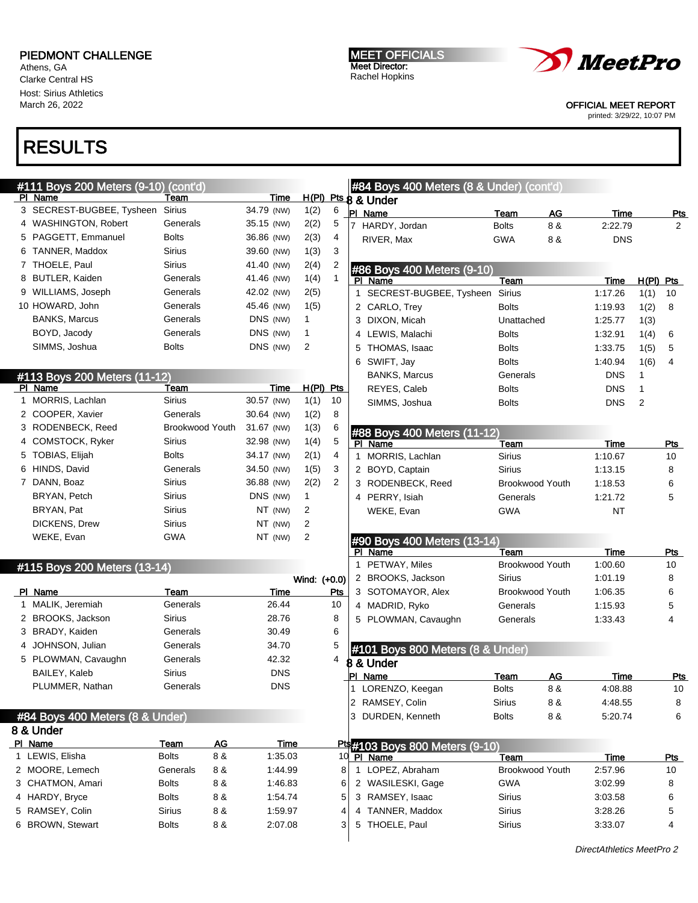PIEDMONT CHALLENGE
Athens, GA
Clarke Central HS
Host: Sirius Athletics
March 26, 2022

MEET OFFICIALS
Meet Director:
Rachel Hopkins

OFFICIAL MEET REPORT
printed: 3/29/22, 10:07 PM

# RESULTS

## #111 Boys 200 Meters (9-10) (cont'd)

| Pl | Name | Team | Time | H(Pl) | Pts |
|---|---|---|---|---|---|
| 3 | SECREST-BUGBEE, Tysheen | Sirius | 34.79 (NW) | 1(2) | 6 |
| 4 | WASHINGTON, Robert | Generals | 35.15 (NW) | 2(2) | 5 |
| 5 | PAGGETT, Emmanuel | Bolts | 36.86 (NW) | 2(3) | 4 |
| 6 | TANNER, Maddox | Sirius | 39.60 (NW) | 1(3) | 3 |
| 7 | THOELE, Paul | Sirius | 41.40 (NW) | 2(4) | 2 |
| 8 | BUTLER, Kaiden | Generals | 41.46 (NW) | 1(4) | 1 |
| 9 | WILLIAMS, Joseph | Generals | 42.02 (NW) | 2(5) | |
| 10 | HOWARD, John | Generals | 45.46 (NW) | 1(5) | |
| | BANKS, Marcus | Generals | DNS (NW) | 1 | |
| | BOYD, Jacody | Generals | DNS (NW) | 1 | |
| | SIMMS, Joshua | Bolts | DNS (NW) | 2 | |

## #113 Boys 200 Meters (11-12)

| Pl | Name | Team | Time | H(Pl) | Pts |
|---|---|---|---|---|---|
| 1 | MORRIS, Lachlan | Sirius | 30.57 (NW) | 1(1) | 10 |
| 2 | COOPER, Xavier | Generals | 30.64 (NW) | 1(2) | 8 |
| 3 | RODENBECK, Reed | Brookwood Youth | 31.67 (NW) | 1(3) | 6 |
| 4 | COMSTOCK, Ryker | Sirius | 32.98 (NW) | 1(4) | 5 |
| 5 | TOBIAS, Elijah | Bolts | 34.17 (NW) | 2(1) | 4 |
| 6 | HINDS, David | Generals | 34.50 (NW) | 1(5) | 3 |
| 7 | DANN, Boaz | Sirius | 36.88 (NW) | 2(2) | 2 |
| | BRYAN, Petch | Sirius | DNS (NW) | 1 | |
| | BRYAN, Pat | Sirius | NT (NW) | 2 | |
| | DICKENS, Drew | Sirius | NT (NW) | 2 | |
| | WEKE, Evan | GWA | NT (NW) | 2 | |

## #115 Boys 200 Meters (13-14)

Wind: (+0.0)

| Pl | Name | Team | Time | Pts |
|---|---|---|---|---|
| 1 | MALIK, Jeremiah | Generals | 26.44 | 10 |
| 2 | BROOKS, Jackson | Sirius | 28.76 | 8 |
| 3 | BRADY, Kaiden | Generals | 30.49 | 6 |
| 4 | JOHNSON, Julian | Generals | 34.70 | 5 |
| 5 | PLOWMAN, Cavaughn | Generals | 42.32 | 4 |
| | BAILEY, Kaleb | Sirius | DNS | |
| | PLUMMER, Nathan | Generals | DNS | |

## #84 Boys 400 Meters (8 & Under)

8 & Under

| Pl | Name | Team | AG | Time | Pts |
|---|---|---|---|---|---|
| 1 | LEWIS, Elisha | Bolts | 8 & | 1:35.03 | 10 |
| 2 | MOORE, Lemech | Generals | 8 & | 1:44.99 | 8 |
| 3 | CHATMON, Amari | Bolts | 8 & | 1:46.83 | 6 |
| 4 | HARDY, Bryce | Bolts | 8 & | 1:54.74 | 5 |
| 5 | RAMSEY, Colin | Sirius | 8 & | 1:59.97 | 4 |
| 6 | BROWN, Stewart | Bolts | 8 & | 2:07.08 | 3 |
| 7 | HARDY, Jordan | Bolts | 8 & | 2:22.79 | 2 |
| | RIVER, Max | GWA | 8 & | DNS | |

## #86 Boys 400 Meters (9-10)

| Pl | Name | Team | Time | H(Pl) | Pts |
|---|---|---|---|---|---|
| 1 | SECREST-BUGBEE, Tysheen | Sirius | 1:17.26 | 1(1) | 10 |
| 2 | CARLO, Trey | Bolts | 1:19.93 | 1(2) | 8 |
| 3 | DIXON, Micah | Unattached | 1:25.77 | 1(3) | |
| 4 | LEWIS, Malachi | Bolts | 1:32.91 | 1(4) | 6 |
| 5 | THOMAS, Isaac | Bolts | 1:33.75 | 1(5) | 5 |
| 6 | SWIFT, Jay | Bolts | 1:40.94 | 1(6) | 4 |
| | BANKS, Marcus | Generals | DNS | 1 | |
| | REYES, Caleb | Bolts | DNS | 1 | |
| | SIMMS, Joshua | Bolts | DNS | 2 | |

## #88 Boys 400 Meters (11-12)

| Pl | Name | Team | Time | Pts |
|---|---|---|---|---|
| 1 | MORRIS, Lachlan | Sirius | 1:10.67 | 10 |
| 2 | BOYD, Captain | Sirius | 1:13.15 | 8 |
| 3 | RODENBECK, Reed | Brookwood Youth | 1:18.53 | 6 |
| 4 | PERRY, Isiah | Generals | 1:21.72 | 5 |
| | WEKE, Evan | GWA | NT | |

## #90 Boys 400 Meters (13-14)

| Pl | Name | Team | Time | Pts |
|---|---|---|---|---|
| 1 | PETWAY, Miles | Brookwood Youth | 1:00.60 | 10 |
| 2 | BROOKS, Jackson | Sirius | 1:01.19 | 8 |
| 3 | SOTOMAYOR, Alex | Brookwood Youth | 1:06.35 | 6 |
| 4 | MADRID, Ryko | Generals | 1:15.93 | 5 |
| 5 | PLOWMAN, Cavaughn | Generals | 1:33.43 | 4 |

## #101 Boys 800 Meters (8 & Under)

8 & Under

| Pl | Name | Team | AG | Time | Pts |
|---|---|---|---|---|---|
| 1 | LORENZO, Keegan | Bolts | 8 & | 4:08.88 | 10 |
| 2 | RAMSEY, Colin | Sirius | 8 & | 4:48.55 | 8 |
| 3 | DURDEN, Kenneth | Bolts | 8 & | 5:20.74 | 6 |

## #103 Boys 800 Meters (9-10)

| Pl | Name | Team | Time | Pts |
|---|---|---|---|---|
| 1 | LOPEZ, Abraham | Brookwood Youth | 2:57.96 | 10 |
| 2 | WASILESKI, Gage | GWA | 3:02.99 | 8 |
| 3 | RAMSEY, Isaac | Sirius | 3:03.58 | 6 |
| 4 | TANNER, Maddox | Sirius | 3:28.26 | 5 |
| 5 | THOELE, Paul | Sirius | 3:33.07 | 4 |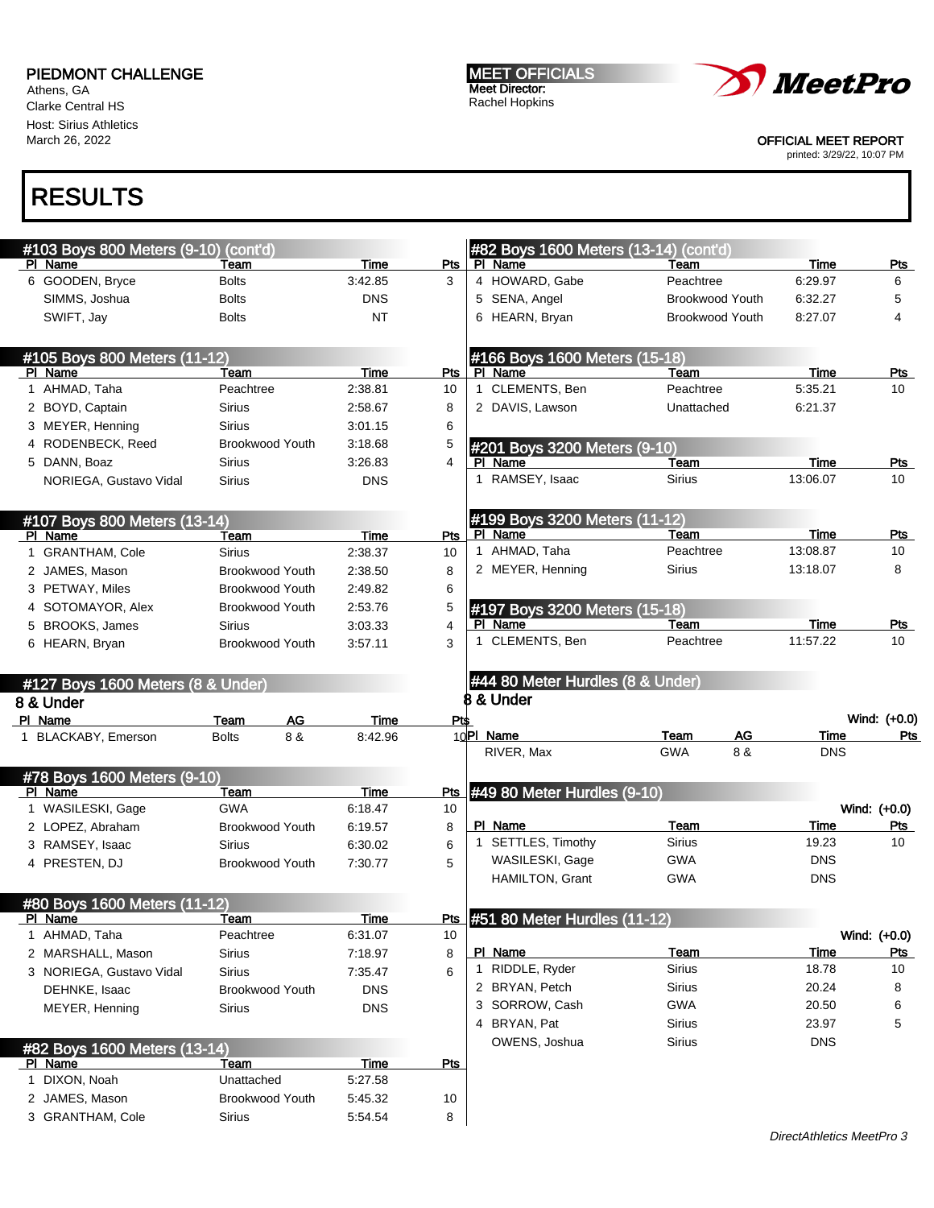PIEDMONT CHALLENGE
Athens, GA
Clarke Central HS
Host: Sirius Athletics
March 26, 2022

MEET OFFICIALS
Meet Director:
Rachel Hopkins

OFFICIAL MEET REPORT
printed: 3/29/22, 10:07 PM

# RESULTS

## #103 Boys 800 Meters (9-10) (cont'd)

| Pl | Name | Team | Time | Pts |
|---|---|---|---|---|
| 6 | GOODEN, Bryce | Bolts | 3:42.85 | 3 |
| | SIMMS, Joshua | Bolts | DNS | |
| | SWIFT, Jay | Bolts | NT | |

## #105 Boys 800 Meters (11-12)

| Pl | Name | Team | Time | Pts |
|---|---|---|---|---|
| 1 | AHMAD, Taha | Peachtree | 2:38.81 | 10 |
| 2 | BOYD, Captain | Sirius | 2:58.67 | 8 |
| 3 | MEYER, Henning | Sirius | 3:01.15 | 6 |
| 4 | RODENBECK, Reed | Brookwood Youth | 3:18.68 | 5 |
| 5 | DANN, Boaz | Sirius | 3:26.83 | 4 |
| | NORIEGA, Gustavo Vidal | Sirius | DNS | |

## #107 Boys 800 Meters (13-14)

| Pl | Name | Team | Time | Pts |
|---|---|---|---|---|
| 1 | GRANTHAM, Cole | Sirius | 2:38.37 | 10 |
| 2 | JAMES, Mason | Brookwood Youth | 2:38.50 | 8 |
| 3 | PETWAY, Miles | Brookwood Youth | 2:49.82 | 6 |
| 4 | SOTOMAYOR, Alex | Brookwood Youth | 2:53.76 | 5 |
| 5 | BROOKS, James | Sirius | 3:03.33 | 4 |
| 6 | HEARN, Bryan | Brookwood Youth | 3:57.11 | 3 |

## #127 Boys 1600 Meters (8 & Under)

8 & Under

| Pl | Name | Team | AG | Time | Pts |
|---|---|---|---|---|---|
| 1 | BLACKABY, Emerson | Bolts | 8 & | 8:42.96 | 10 |

## #78 Boys 1600 Meters (9-10)

| Pl | Name | Team | Time | Pts |
|---|---|---|---|---|
| 1 | WASILESKI, Gage | GWA | 6:18.47 | 10 |
| 2 | LOPEZ, Abraham | Brookwood Youth | 6:19.57 | 8 |
| 3 | RAMSEY, Isaac | Sirius | 6:30.02 | 6 |
| 4 | PRESTEN, DJ | Brookwood Youth | 7:30.77 | 5 |

## #80 Boys 1600 Meters (11-12)

| Pl | Name | Team | Time | Pts |
|---|---|---|---|---|
| 1 | AHMAD, Taha | Peachtree | 6:31.07 | 10 |
| 2 | MARSHALL, Mason | Sirius | 7:18.97 | 8 |
| 3 | NORIEGA, Gustavo Vidal | Sirius | 7:35.47 | 6 |
| | DEHNKE, Isaac | Brookwood Youth | DNS | |
| | MEYER, Henning | Sirius | DNS | |

## #82 Boys 1600 Meters (13-14)

| Pl | Name | Team | Time | Pts |
|---|---|---|---|---|
| 1 | DIXON, Noah | Unattached | 5:27.58 | |
| 2 | JAMES, Mason | Brookwood Youth | 5:45.32 | 10 |
| 3 | GRANTHAM, Cole | Sirius | 5:54.54 | 8 |
| 4 | HOWARD, Gabe | Peachtree | 6:29.97 | 6 |
| 5 | SENA, Angel | Brookwood Youth | 6:32.27 | 5 |
| 6 | HEARN, Bryan | Brookwood Youth | 8:27.07 | 4 |

## #166 Boys 1600 Meters (15-18)

| Pl | Name | Team | Time | Pts |
|---|---|---|---|---|
| 1 | CLEMENTS, Ben | Peachtree | 5:35.21 | 10 |
| 2 | DAVIS, Lawson | Unattached | 6:21.37 | |

## #201 Boys 3200 Meters (9-10)

| Pl | Name | Team | Time | Pts |
|---|---|---|---|---|
| 1 | RAMSEY, Isaac | Sirius | 13:06.07 | 10 |

## #199 Boys 3200 Meters (11-12)

| Pl | Name | Team | Time | Pts |
|---|---|---|---|---|
| 1 | AHMAD, Taha | Peachtree | 13:08.87 | 10 |
| 2 | MEYER, Henning | Sirius | 13:18.07 | 8 |

## #197 Boys 3200 Meters (15-18)

| Pl | Name | Team | Time | Pts |
|---|---|---|---|---|
| 1 | CLEMENTS, Ben | Peachtree | 11:57.22 | 10 |

## #44 80 Meter Hurdles (8 & Under)

8 & Under

Wind: (+0.0)

| Pl | Name | Team | AG | Time | Pts |
|---|---|---|---|---|---|
| | RIVER, Max | GWA | 8 & | DNS | |

## #49 80 Meter Hurdles (9-10)

Wind: (+0.0)

| Pl | Name | Team | Time | Pts |
|---|---|---|---|---|
| 1 | SETTLES, Timothy | Sirius | 19.23 | 10 |
| | WASILESKI, Gage | GWA | DNS | |
| | HAMILTON, Grant | GWA | DNS | |

## #51 80 Meter Hurdles (11-12)

Wind: (+0.0)

| Pl | Name | Team | Time | Pts |
|---|---|---|---|---|
| 1 | RIDDLE, Ryder | Sirius | 18.78 | 10 |
| 2 | BRYAN, Petch | Sirius | 20.24 | 8 |
| 3 | SORROW, Cash | GWA | 20.50 | 6 |
| 4 | BRYAN, Pat | Sirius | 23.97 | 5 |
| | OWENS, Joshua | Sirius | DNS | |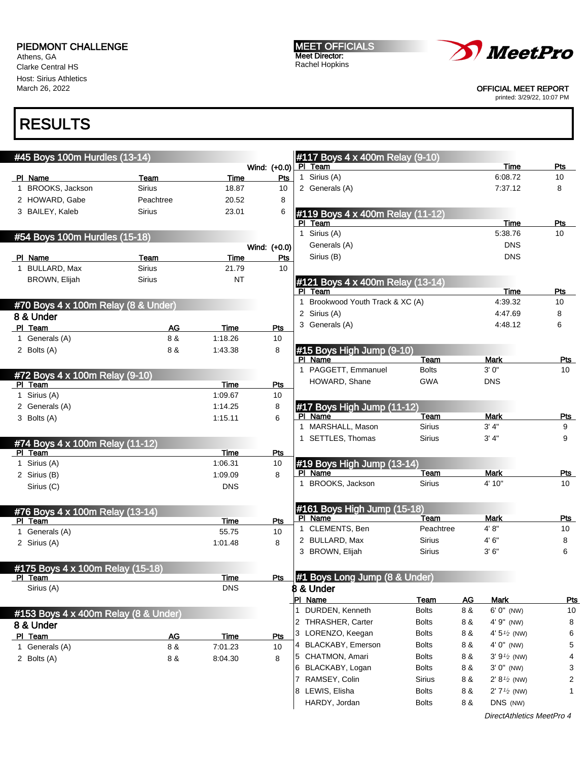PIEDMONT CHALLENGE
Athens, GA
Clarke Central HS
Host: Sirius Athletics
March 26, 2022

MEET OFFICIALS
Meet Director:
Rachel Hopkins

OFFICIAL MEET REPORT
printed: 3/29/22, 10:07 PM

# RESULTS

## #45 Boys 100m Hurdles (13-14)

Wind: (+0.0)

| Pl | Name | Team | Time | Pts |
|---|---|---|---|---|
| 1 | BROOKS, Jackson | Sirius | 18.87 | 10 |
| 2 | HOWARD, Gabe | Peachtree | 20.52 | 8 |
| 3 | BAILEY, Kaleb | Sirius | 23.01 | 6 |

## #54 Boys 100m Hurdles (15-18)

Wind: (+0.0)

| Pl | Name | Team | Time | Pts |
|---|---|---|---|---|
| 1 | BULLARD, Max | Sirius | 21.79 | 10 |
| | BROWN, Elijah | Sirius | NT | |

## #70 Boys 4 x 100m Relay (8 & Under)

### 8 & Under

| Pl | Team | AG | Time | Pts |
|---|---|---|---|---|
| 1 | Generals (A) | 8 & | 1:18.26 | 10 |
| 2 | Bolts (A) | 8 & | 1:43.38 | 8 |

## #72 Boys 4 x 100m Relay (9-10)

| Pl | Team | Time | Pts |
|---|---|---|---|
| 1 | Sirius (A) | 1:09.67 | 10 |
| 2 | Generals (A) | 1:14.25 | 8 |
| 3 | Bolts (A) | 1:15.11 | 6 |

## #74 Boys 4 x 100m Relay (11-12)

| Pl | Team | Time | Pts |
|---|---|---|---|
| 1 | Sirius (A) | 1:06.31 | 10 |
| 2 | Sirius (B) | 1:09.09 | 8 |
| | Sirius (C) | DNS | |

## #76 Boys 4 x 100m Relay (13-14)

| Pl | Team | Time | Pts |
|---|---|---|---|
| 1 | Generals (A) | 55.75 | 10 |
| 2 | Sirius (A) | 1:01.48 | 8 |

## #175 Boys 4 x 100m Relay (15-18)

| Pl | Team | Time | Pts |
|---|---|---|---|
| | Sirius (A) | DNS | |

## #153 Boys 4 x 400m Relay (8 & Under)

### 8 & Under

| Pl | Team | AG | Time | Pts |
|---|---|---|---|---|
| 1 | Generals (A) | 8 & | 7:01.23 | 10 |
| 2 | Bolts (A) | 8 & | 8:04.30 | 8 |

## #117 Boys 4 x 400m Relay (9-10)

| Pl | Team | Time | Pts |
|---|---|---|---|
| 1 | Sirius (A) | 6:08.72 | 10 |
| 2 | Generals (A) | 7:37.12 | 8 |

## #119 Boys 4 x 400m Relay (11-12)

| Pl | Team | Time | Pts |
|---|---|---|---|
| 1 | Sirius (A) | 5:38.76 | 10 |
| | Generals (A) | DNS | |
| | Sirius (B) | DNS | |

## #121 Boys 4 x 400m Relay (13-14)

| Pl | Team | Time | Pts |
|---|---|---|---|
| 1 | Brookwood Youth Track & XC (A) | 4:39.32 | 10 |
| 2 | Sirius (A) | 4:47.69 | 8 |
| 3 | Generals (A) | 4:48.12 | 6 |

## #15 Boys High Jump (9-10)

| Pl | Name | Team | Mark | Pts |
|---|---|---|---|---|
| 1 | PAGGETT, Emmanuel | Bolts | 3' 0" | 10 |
| | HOWARD, Shane | GWA | DNS | |

## #17 Boys High Jump (11-12)

| Pl | Name | Team | Mark | Pts |
|---|---|---|---|---|
| 1 | MARSHALL, Mason | Sirius | 3' 4" | 9 |
| 1 | SETTLES, Thomas | Sirius | 3' 4" | 9 |

## #19 Boys High Jump (13-14)

| Pl | Name | Team | Mark | Pts |
|---|---|---|---|---|
| 1 | BROOKS, Jackson | Sirius | 4' 10" | 10 |

## #161 Boys High Jump (15-18)

| Pl | Name | Team | Mark | Pts |
|---|---|---|---|---|
| 1 | CLEMENTS, Ben | Peachtree | 4' 8" | 10 |
| 2 | BULLARD, Max | Sirius | 4' 6" | 8 |
| 3 | BROWN, Elijah | Sirius | 3' 6" | 6 |

## #1 Boys Long Jump (8 & Under)

### 8 & Under

| Pl | Name | Team | AG | Mark | Pts |
|---|---|---|---|---|---|
| 1 | DURDEN, Kenneth | Bolts | 8 & | 6' 0" (NW) | 10 |
| 2 | THRASHER, Carter | Bolts | 8 & | 4' 9" (NW) | 8 |
| 3 | LORENZO, Keegan | Bolts | 8 & | 4' 5½ (NW) | 6 |
| 4 | BLACKABY, Emerson | Bolts | 8 & | 4' 0" (NW) | 5 |
| 5 | CHATMON, Amari | Bolts | 8 & | 3' 9½ (NW) | 4 |
| 6 | BLACKABY, Logan | Bolts | 8 & | 3' 0" (NW) | 3 |
| 7 | RAMSEY, Colin | Sirius | 8 & | 2' 8½ (NW) | 2 |
| 8 | LEWIS, Elisha | Bolts | 8 & | 2' 7½ (NW) | 1 |
| | HARDY, Jordan | Bolts | 8 & | DNS (NW) | |

*DirectAthletics MeetPro 4*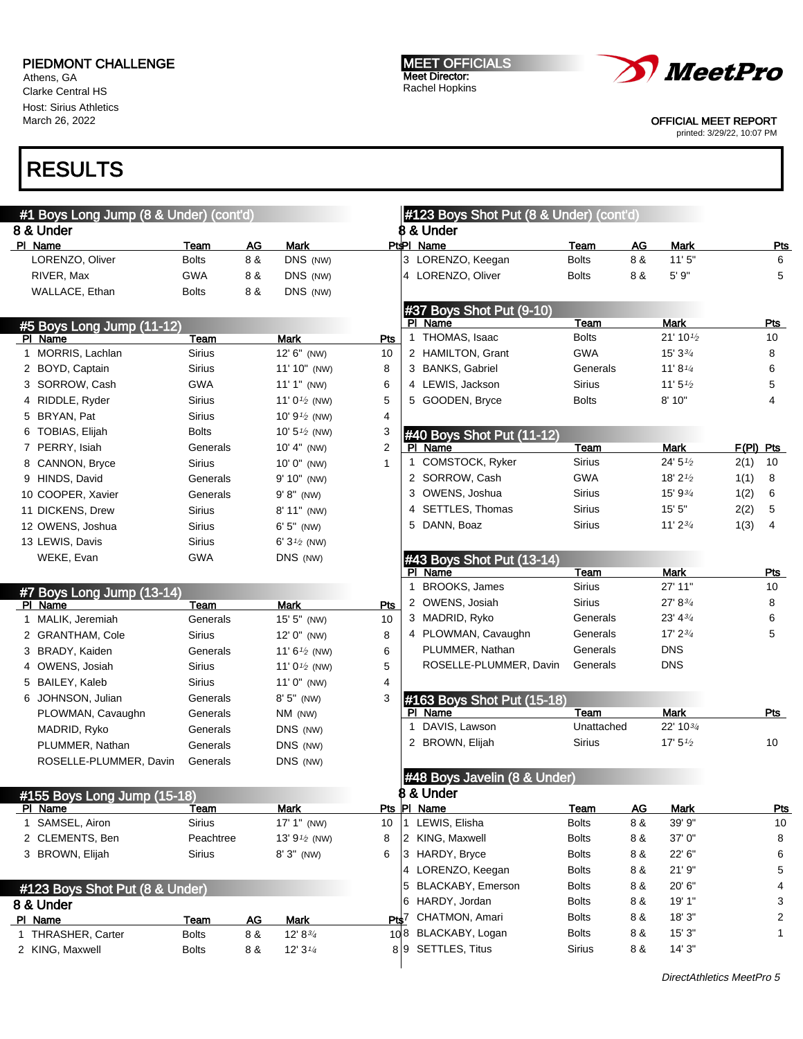PIEDMONT CHALLENGE
Athens, GA
Clarke Central HS
Host: Sirius Athletics
March 26, 2022

MEET OFFICIALS
Meet Director:
Rachel Hopkins

OFFICIAL MEET REPORT
printed: 3/29/22, 10:07 PM

# RESULTS

## #1 Boys Long Jump (8 & Under) (cont'd)

8 & Under

| Pl | Name | Team | AG | Mark | Pts |
|---|---|---|---|---|---|
| | LORENZO, Oliver | Bolts | 8 & | DNS (NW) | |
| | RIVER, Max | GWA | 8 & | DNS (NW) | |
| | WALLACE, Ethan | Bolts | 8 & | DNS (NW) | |

## #5 Boys Long Jump (11-12)

| Pl | Name | Team | Mark | Pts |
|---|---|---|---|---|
| 1 | MORRIS, Lachlan | Sirius | 12' 6" (NW) | 10 |
| 2 | BOYD, Captain | Sirius | 11' 10" (NW) | 8 |
| 3 | SORROW, Cash | GWA | 11' 1" (NW) | 6 |
| 4 | RIDDLE, Ryder | Sirius | 11' 0½ (NW) | 5 |
| 5 | BRYAN, Pat | Sirius | 10' 9½ (NW) | 4 |
| 6 | TOBIAS, Elijah | Bolts | 10' 5½ (NW) | 3 |
| 7 | PERRY, Isiah | Generals | 10' 4" (NW) | 2 |
| 8 | CANNON, Bryce | Sirius | 10' 0" (NW) | 1 |
| 9 | HINDS, David | Generals | 9' 10" (NW) | |
| 10 | COOPER, Xavier | Generals | 9' 8" (NW) | |
| 11 | DICKENS, Drew | Sirius | 8' 11" (NW) | |
| 12 | OWENS, Joshua | Sirius | 6' 5" (NW) | |
| 13 | LEWIS, Davis | Sirius | 6' 3½ (NW) | |
| | WEKE, Evan | GWA | DNS (NW) | |

## #7 Boys Long Jump (13-14)

| Pl | Name | Team | Mark | Pts |
|---|---|---|---|---|
| 1 | MALIK, Jeremiah | Generals | 15' 5" (NW) | 10 |
| 2 | GRANTHAM, Cole | Sirius | 12' 0" (NW) | 8 |
| 3 | BRADY, Kaiden | Generals | 11' 6½ (NW) | 6 |
| 4 | OWENS, Josiah | Sirius | 11' 0½ (NW) | 5 |
| 5 | BAILEY, Kaleb | Sirius | 11' 0" (NW) | 4 |
| 6 | JOHNSON, Julian | Generals | 8' 5" (NW) | 3 |
| | PLOWMAN, Cavaughn | Generals | NM (NW) | |
| | MADRID, Ryko | Generals | DNS (NW) | |
| | PLUMMER, Nathan | Generals | DNS (NW) | |
| | ROSELLE-PLUMMER, Davin | Generals | DNS (NW) | |

## #155 Boys Long Jump (15-18)

| Pl | Name | Team | Mark | Pts |
|---|---|---|---|---|
| 1 | SAMSEL, Airon | Sirius | 17' 1" (NW) | 10 |
| 2 | CLEMENTS, Ben | Peachtree | 13' 9½ (NW) | 8 |
| 3 | BROWN, Elijah | Sirius | 8' 3" (NW) | 6 |

## #123 Boys Shot Put (8 & Under)

8 & Under

| Pl | Name | Team | AG | Mark | Pts |
|---|---|---|---|---|---|
| 1 | THRASHER, Carter | Bolts | 8 & | 12' 8¾ | 10 |
| 2 | KING, Maxwell | Bolts | 8 & | 12' 3¼ | 8 |
| 3 | LORENZO, Keegan | Bolts | 8 & | 11' 5" | 6 |
| 4 | LORENZO, Oliver | Bolts | 8 & | 5' 9" | 5 |

## #37 Boys Shot Put (9-10)

| Pl | Name | Team | Mark | Pts |
|---|---|---|---|---|
| 1 | THOMAS, Isaac | Bolts | 21' 10½ | 10 |
| 2 | HAMILTON, Grant | GWA | 15' 3¾ | 8 |
| 3 | BANKS, Gabriel | Generals | 11' 8¼ | 6 |
| 4 | LEWIS, Jackson | Sirius | 11' 5½ | 5 |
| 5 | GOODEN, Bryce | Bolts | 8' 10" | 4 |

## #40 Boys Shot Put (11-12)

| Pl | Name | Team | Mark | F(Pl) | Pts |
|---|---|---|---|---|---|
| 1 | COMSTOCK, Ryker | Sirius | 24' 5½ | 2(1) | 10 |
| 2 | SORROW, Cash | GWA | 18' 2½ | 1(1) | 8 |
| 3 | OWENS, Joshua | Sirius | 15' 9¾ | 1(2) | 6 |
| 4 | SETTLES, Thomas | Sirius | 15' 5" | 2(2) | 5 |
| 5 | DANN, Boaz | Sirius | 11' 2¾ | 1(3) | 4 |

## #43 Boys Shot Put (13-14)

| Pl | Name | Team | Mark | Pts |
|---|---|---|---|---|
| 1 | BROOKS, James | Sirius | 27' 11" | 10 |
| 2 | OWENS, Josiah | Sirius | 27' 8¾ | 8 |
| 3 | MADRID, Ryko | Generals | 23' 4¾ | 6 |
| 4 | PLOWMAN, Cavaughn | Generals | 17' 2¾ | 5 |
| | PLUMMER, Nathan | Generals | DNS | |
| | ROSELLE-PLUMMER, Davin | Generals | DNS | |

## #163 Boys Shot Put (15-18)

| Pl | Name | Team | Mark | Pts |
|---|---|---|---|---|
| 1 | DAVIS, Lawson | Unattached | 22' 10¾ | |
| 2 | BROWN, Elijah | Sirius | 17' 5½ | 10 |

## #48 Boys Javelin (8 & Under)

8 & Under

| Pl | Name | Team | AG | Mark | Pts |
|---|---|---|---|---|---|
| 1 | LEWIS, Elisha | Bolts | 8 & | 39' 9" | 10 |
| 2 | KING, Maxwell | Bolts | 8 & | 37' 0" | 8 |
| 3 | HARDY, Bryce | Bolts | 8 & | 22' 6" | 6 |
| 4 | LORENZO, Keegan | Bolts | 8 & | 21' 9" | 5 |
| 5 | BLACKABY, Emerson | Bolts | 8 & | 20' 6" | 4 |
| 6 | HARDY, Jordan | Bolts | 8 & | 19' 1" | 3 |
| 7 | CHATMON, Amari | Bolts | 8 & | 18' 3" | 2 |
| 8 | BLACKABY, Logan | Bolts | 8 & | 15' 3" | 1 |
| 9 | SETTLES, Titus | Sirius | 8 & | 14' 3" | |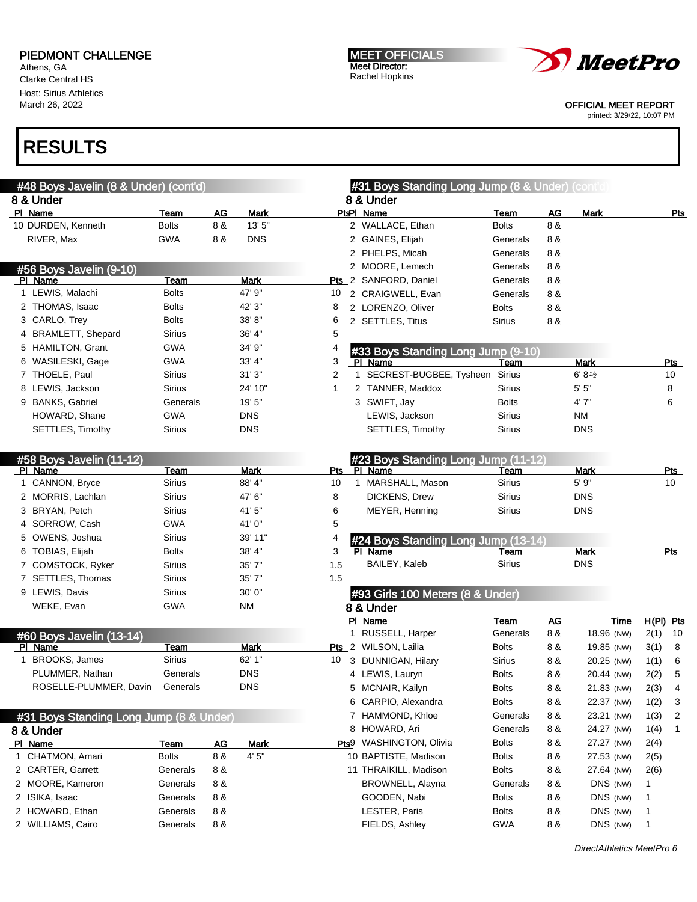PIEDMONT CHALLENGE
Athens, GA
Clarke Central HS
Host: Sirius Athletics
March 26, 2022

MEET OFFICIALS
Meet Director:
Rachel Hopkins

OFFICIAL MEET REPORT
printed: 3/29/22, 10:07 PM

# RESULTS

## #48 Boys Javelin (8 & Under) (cont'd)

### 8 & Under

| Pl | Name | Team | AG | Mark | Pts |
|---|---|---|---|---|---|
| 10 | DURDEN, Kenneth | Bolts | 8 & | 13' 5" | |
| | RIVER, Max | GWA | 8 & | DNS | |

## #56 Boys Javelin (9-10)

| Pl | Name | Team | Mark | Pts |
|---|---|---|---|---|
| 1 | LEWIS, Malachi | Bolts | 47' 9" | 10 |
| 2 | THOMAS, Isaac | Bolts | 42' 3" | 8 |
| 3 | CARLO, Trey | Bolts | 38' 8" | 6 |
| 4 | BRAMLETT, Shepard | Sirius | 36' 4" | 5 |
| 5 | HAMILTON, Grant | GWA | 34' 9" | 4 |
| 6 | WASILESKI, Gage | GWA | 33' 4" | 3 |
| 7 | THOELE, Paul | Sirius | 31' 3" | 2 |
| 8 | LEWIS, Jackson | Sirius | 24' 10" | 1 |
| 9 | BANKS, Gabriel | Generals | 19' 5" | |
| | HOWARD, Shane | GWA | DNS | |
| | SETTLES, Timothy | Sirius | DNS | |

## #58 Boys Javelin (11-12)

| Pl | Name | Team | Mark | Pts |
|---|---|---|---|---|
| 1 | CANNON, Bryce | Sirius | 88' 4" | 10 |
| 2 | MORRIS, Lachlan | Sirius | 47' 6" | 8 |
| 3 | BRYAN, Petch | Sirius | 41' 5" | 6 |
| 4 | SORROW, Cash | GWA | 41' 0" | 5 |
| 5 | OWENS, Joshua | Sirius | 39' 11" | 4 |
| 6 | TOBIAS, Elijah | Bolts | 38' 4" | 3 |
| 7 | COMSTOCK, Ryker | Sirius | 35' 7" | 1.5 |
| 7 | SETTLES, Thomas | Sirius | 35' 7" | 1.5 |
| 9 | LEWIS, Davis | Sirius | 30' 0" | |
| | WEKE, Evan | GWA | NM | |

## #60 Boys Javelin (13-14)

| Pl | Name | Team | Mark | Pts |
|---|---|---|---|---|
| 1 | BROOKS, James | Sirius | 62' 1" | 10 |
| | PLUMMER, Nathan | Generals | DNS | |
| | ROSELLE-PLUMMER, Davin | Generals | DNS | |

## #31 Boys Standing Long Jump (8 & Under)

### 8 & Under

| Pl | Name | Team | AG | Mark | Pts |
|---|---|---|---|---|---|
| 1 | CHATMON, Amari | Bolts | 8 & | 4' 5" | |
| 2 | CARTER, Garrett | Generals | 8 & | | |
| 2 | MOORE, Kameron | Generals | 8 & | | |
| 2 | ISIKA, Isaac | Generals | 8 & | | |
| 2 | HOWARD, Ethan | Generals | 8 & | | |
| 2 | WILLIAMS, Cairo | Generals | 8 & | | |
| 2 | WALLACE, Ethan | Bolts | 8 & | | |
| 2 | GAINES, Elijah | Generals | 8 & | | |
| 2 | PHELPS, Micah | Generals | 8 & | | |
| 2 | MOORE, Lemech | Generals | 8 & | | |
| 2 | SANFORD, Daniel | Generals | 8 & | | |
| 2 | CRAIGWELL, Evan | Generals | 8 & | | |
| 2 | LORENZO, Oliver | Bolts | 8 & | | |
| 2 | SETTLES, Titus | Sirius | 8 & | | |

## #33 Boys Standing Long Jump (9-10)

| Pl | Name | Team | Mark | Pts |
|---|---|---|---|---|
| 1 | SECREST-BUGBEE, Tysheen | Sirius | 6' 8½ | 10 |
| 2 | TANNER, Maddox | Sirius | 5' 5" | 8 |
| 3 | SWIFT, Jay | Bolts | 4' 7" | 6 |
| | LEWIS, Jackson | Sirius | NM | |
| | SETTLES, Timothy | Sirius | DNS | |

## #23 Boys Standing Long Jump (11-12)

| Pl | Name | Team | Mark | Pts |
|---|---|---|---|---|
| 1 | MARSHALL, Mason | Sirius | 5' 9" | 10 |
| | DICKENS, Drew | Sirius | DNS | |
| | MEYER, Henning | Sirius | DNS | |

## #24 Boys Standing Long Jump (13-14)

| Pl | Name | Team | Mark | Pts |
|---|---|---|---|---|
| | BAILEY, Kaleb | Sirius | DNS | |

## #93 Girls 100 Meters (8 & Under)

### 8 & Under

| Pl | Name | Team | AG | Time | H(Pl) | Pts |
|---|---|---|---|---|---|---|
| 1 | RUSSELL, Harper | Generals | 8 & | 18.96 (NW) | 2(1) | 10 |
| 2 | WILSON, Lailia | Bolts | 8 & | 19.85 (NW) | 3(1) | 8 |
| 3 | DUNNIGAN, Hilary | Sirius | 8 & | 20.25 (NW) | 1(1) | 6 |
| 4 | LEWIS, Lauryn | Bolts | 8 & | 20.44 (NW) | 2(2) | 5 |
| 5 | MCNAIR, Kailyn | Bolts | 8 & | 21.83 (NW) | 2(3) | 4 |
| 6 | CARPIO, Alexandra | Bolts | 8 & | 22.37 (NW) | 1(2) | 3 |
| 7 | HAMMOND, Khloe | Generals | 8 & | 23.21 (NW) | 1(3) | 2 |
| 8 | HOWARD, Ari | Generals | 8 & | 24.27 (NW) | 1(4) | 1 |
| 9 | WASHINGTON, Olivia | Bolts | 8 & | 27.27 (NW) | 2(4) | |
| 10 | BAPTISTE, Madison | Bolts | 8 & | 27.53 (NW) | 2(5) | |
| 11 | THRAIKILL, Madison | Bolts | 8 & | 27.64 (NW) | 2(6) | |
| | BROWNELL, Alayna | Generals | 8 & | DNS (NW) | 1 | |
| | GOODEN, Nabi | Bolts | 8 & | DNS (NW) | 1 | |
| | LESTER, Paris | Bolts | 8 & | DNS (NW) | 1 | |
| | FIELDS, Ashley | GWA | 8 & | DNS (NW) | 1 | |

*DirectAthletics MeetPro 6*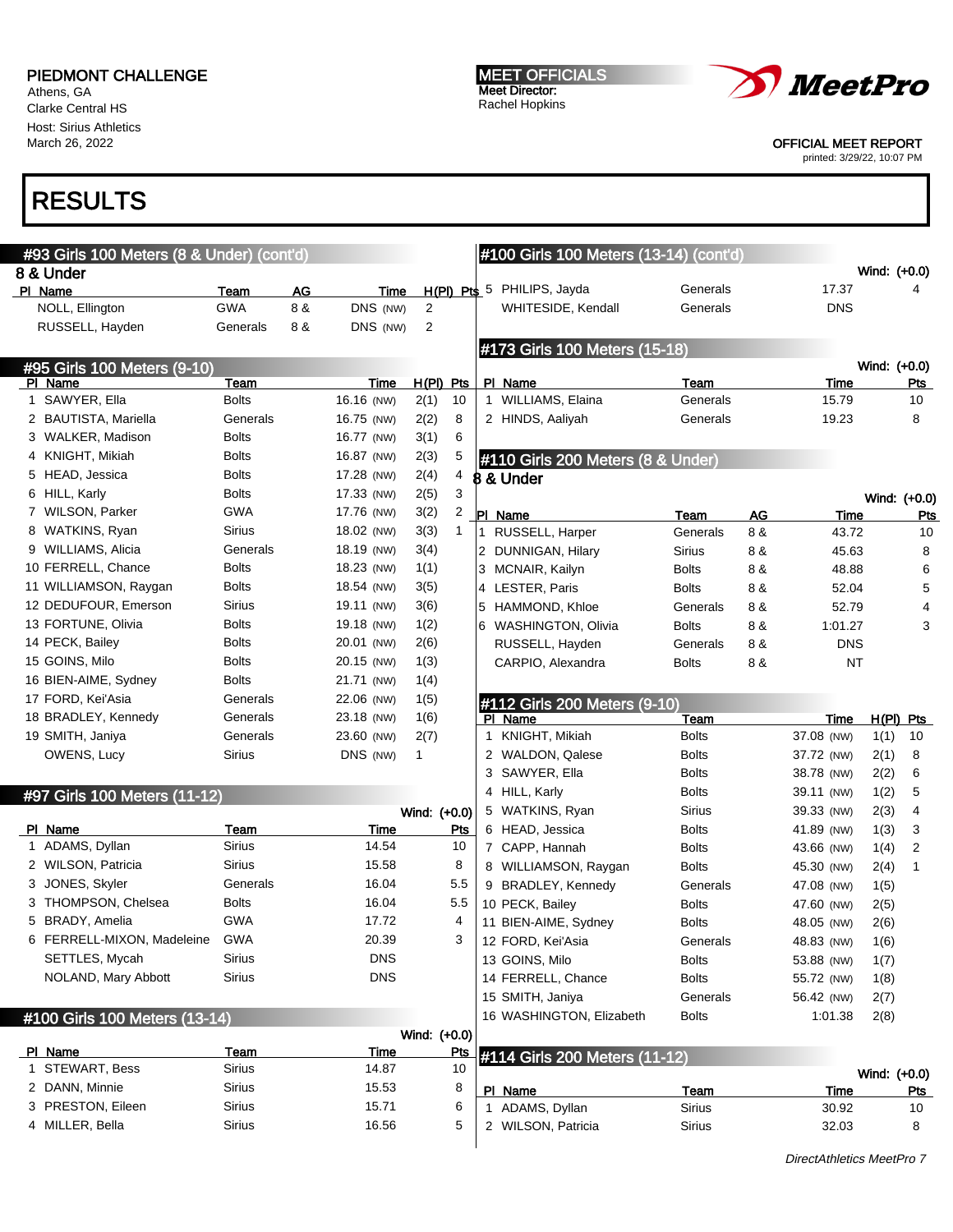PIEDMONT CHALLENGE
Athens, GA
Clarke Central HS
Host: Sirius Athletics
March 26, 2022

MEET OFFICIALS
Meet Director:
Rachel Hopkins

OFFICIAL MEET REPORT
printed: 3/29/22, 10:07 PM

# RESULTS

## #93 Girls 100 Meters (8 & Under) (cont'd)

### 8 & Under

| Pl | Name | Team | AG | Time | H(Pl) | Pts |
|---|---|---|---|---|---|---|
| | NOLL, Ellington | GWA | 8 & | DNS (NW) | 2 | |
| | RUSSELL, Hayden | Generals | 8 & | DNS (NW) | 2 | |

## #95 Girls 100 Meters (9-10)

| Pl | Name | Team | Time | H(Pl) | Pts |
|---|---|---|---|---|---|
| 1 | SAWYER, Ella | Bolts | 16.16 (NW) | 2(1) | 10 |
| 2 | BAUTISTA, Mariella | Generals | 16.75 (NW) | 2(2) | 8 |
| 3 | WALKER, Madison | Bolts | 16.77 (NW) | 3(1) | 6 |
| 4 | KNIGHT, Mikiah | Bolts | 16.87 (NW) | 2(3) | 5 |
| 5 | HEAD, Jessica | Bolts | 17.28 (NW) | 2(4) | 4 |
| 6 | HILL, Karly | Bolts | 17.33 (NW) | 2(5) | 3 |
| 7 | WILSON, Parker | GWA | 17.76 (NW) | 3(2) | 2 |
| 8 | WATKINS, Ryan | Sirius | 18.02 (NW) | 3(3) | 1 |
| 9 | WILLIAMS, Alicia | Generals | 18.19 (NW) | 3(4) | |
| 10 | FERRELL, Chance | Bolts | 18.23 (NW) | 1(1) | |
| 11 | WILLIAMSON, Raygan | Bolts | 18.54 (NW) | 3(5) | |
| 12 | DEDUFOUR, Emerson | Sirius | 19.11 (NW) | 3(6) | |
| 13 | FORTUNE, Olivia | Bolts | 19.18 (NW) | 1(2) | |
| 14 | PECK, Bailey | Bolts | 20.01 (NW) | 2(6) | |
| 15 | GOINS, Milo | Bolts | 20.15 (NW) | 1(3) | |
| 16 | BIEN-AIME, Sydney | Bolts | 21.71 (NW) | 1(4) | |
| 17 | FORD, Kei'Asia | Generals | 22.06 (NW) | 1(5) | |
| 18 | BRADLEY, Kennedy | Generals | 23.18 (NW) | 1(6) | |
| 19 | SMITH, Janiya | Generals | 23.60 (NW) | 2(7) | |
| | OWENS, Lucy | Sirius | DNS (NW) | 1 | |

## #97 Girls 100 Meters (11-12)

Wind: (+0.0)

| Pl | Name | Team | Time | Pts |
|---|---|---|---|---|
| 1 | ADAMS, Dyllan | Sirius | 14.54 | 10 |
| 2 | WILSON, Patricia | Sirius | 15.58 | 8 |
| 3 | JONES, Skyler | Generals | 16.04 | 5.5 |
| 3 | THOMPSON, Chelsea | Bolts | 16.04 | 5.5 |
| 5 | BRADY, Amelia | GWA | 17.72 | 4 |
| 6 | FERRELL-MIXON, Madeleine | GWA | 20.39 | 3 |
| | SETTLES, Mycah | Sirius | DNS | |
| | NOLAND, Mary Abbott | Sirius | DNS | |

## #100 Girls 100 Meters (13-14)

Wind: (+0.0)

| Pl | Name | Team | Time | Pts |
|---|---|---|---|---|
| 1 | STEWART, Bess | Sirius | 14.87 | 10 |
| 2 | DANN, Minnie | Sirius | 15.53 | 8 |
| 3 | PRESTON, Eileen | Sirius | 15.71 | 6 |
| 4 | MILLER, Bella | Sirius | 16.56 | 5 |
| 5 | PHILIPS, Jayda | Generals | 17.37 | 4 |
| | WHITESIDE, Kendall | Generals | DNS | |

## #173 Girls 100 Meters (15-18)

Wind: (+0.0)

| Pl | Name | Team | Time | Pts |
|---|---|---|---|---|
| 1 | WILLIAMS, Elaina | Generals | 15.79 | 10 |
| 2 | HINDS, Aaliyah | Generals | 19.23 | 8 |

## #110 Girls 200 Meters (8 & Under)

### 8 & Under

Wind: (+0.0)

| Pl | Name | Team | AG | Time | Pts |
|---|---|---|---|---|---|
| 1 | RUSSELL, Harper | Generals | 8 & | 43.72 | 10 |
| 2 | DUNNIGAN, Hilary | Sirius | 8 & | 45.63 | 8 |
| 3 | MCNAIR, Kailyn | Bolts | 8 & | 48.88 | 6 |
| 4 | LESTER, Paris | Bolts | 8 & | 52.04 | 5 |
| 5 | HAMMOND, Khloe | Generals | 8 & | 52.79 | 4 |
| 6 | WASHINGTON, Olivia | Bolts | 8 & | 1:01.27 | 3 |
| | RUSSELL, Hayden | Generals | 8 & | DNS | |
| | CARPIO, Alexandra | Bolts | 8 & | NT | |

## #112 Girls 200 Meters (9-10)

| Pl | Name | Team | Time | H(Pl) | Pts |
|---|---|---|---|---|---|
| 1 | KNIGHT, Mikiah | Bolts | 37.08 (NW) | 1(1) | 10 |
| 2 | WALDON, Qalese | Bolts | 37.72 (NW) | 2(1) | 8 |
| 3 | SAWYER, Ella | Bolts | 38.78 (NW) | 2(2) | 6 |
| 4 | HILL, Karly | Bolts | 39.11 (NW) | 1(2) | 5 |
| 5 | WATKINS, Ryan | Sirius | 39.33 (NW) | 2(3) | 4 |
| 6 | HEAD, Jessica | Bolts | 41.89 (NW) | 1(3) | 3 |
| 7 | CAPP, Hannah | Bolts | 43.66 (NW) | 1(4) | 2 |
| 8 | WILLIAMSON, Raygan | Bolts | 45.30 (NW) | 2(4) | 1 |
| 9 | BRADLEY, Kennedy | Generals | 47.08 (NW) | 1(5) | |
| 10 | PECK, Bailey | Bolts | 47.60 (NW) | 2(5) | |
| 11 | BIEN-AIME, Sydney | Bolts | 48.05 (NW) | 2(6) | |
| 12 | FORD, Kei'Asia | Generals | 48.83 (NW) | 1(6) | |
| 13 | GOINS, Milo | Bolts | 53.88 (NW) | 1(7) | |
| 14 | FERRELL, Chance | Bolts | 55.72 (NW) | 1(8) | |
| 15 | SMITH, Janiya | Generals | 56.42 (NW) | 2(7) | |
| 16 | WASHINGTON, Elizabeth | Bolts | 1:01.38 | 2(8) | |

## #114 Girls 200 Meters (11-12)

Wind: (+0.0)

| Pl | Name | Team | Time | Pts |
|---|---|---|---|---|
| 1 | ADAMS, Dyllan | Sirius | 30.92 | 10 |
| 2 | WILSON, Patricia | Sirius | 32.03 | 8 |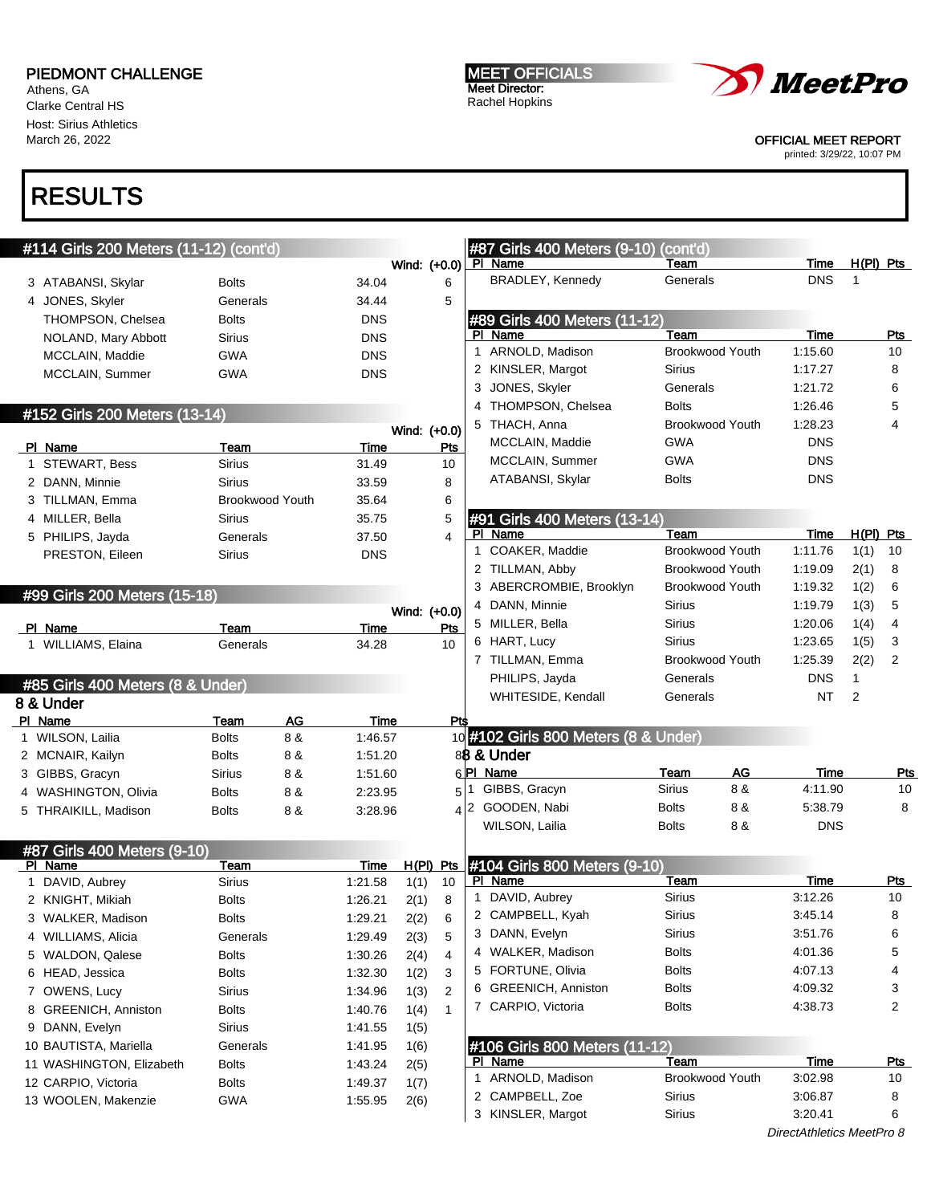PIEDMONT CHALLENGE
Athens, GA
Clarke Central HS
Host: Sirius Athletics
March 26, 2022

MEET OFFICIALS
Meet Director:
Rachel Hopkins

OFFICIAL MEET REPORT
printed: 3/29/22, 10:07 PM

# RESULTS

## #114 Girls 200 Meters (11-12) (cont'd)

Wind: (+0.0)

| Pl | Name | Team | Time | Pts |
|---|---|---|---|---|
| 3 | ATABANSI, Skylar | Bolts | 34.04 | 6 |
| 4 | JONES, Skyler | Generals | 34.44 | 5 |
| | THOMPSON, Chelsea | Bolts | DNS | |
| | NOLAND, Mary Abbott | Sirius | DNS | |
| | MCCLAIN, Maddie | GWA | DNS | |
| | MCCLAIN, Summer | GWA | DNS | |

## #152 Girls 200 Meters (13-14)

Wind: (+0.0)

| Pl | Name | Team | Time | Pts |
|---|---|---|---|---|
| 1 | STEWART, Bess | Sirius | 31.49 | 10 |
| 2 | DANN, Minnie | Sirius | 33.59 | 8 |
| 3 | TILLMAN, Emma | Brookwood Youth | 35.64 | 6 |
| 4 | MILLER, Bella | Sirius | 35.75 | 5 |
| 5 | PHILIPS, Jayda | Generals | 37.50 | 4 |
| | PRESTON, Eileen | Sirius | DNS | |

## #99 Girls 200 Meters (15-18)

Wind: (+0.0)

| Pl | Name | Team | Time | Pts |
|---|---|---|---|---|
| 1 | WILLIAMS, Elaina | Generals | 34.28 | 10 |

## #85 Girls 400 Meters (8 & Under)

### 8 & Under

| Pl | Name | Team | AG | Time | Pts |
|---|---|---|---|---|---|
| 1 | WILSON, Lailia | Bolts | 8 & | 1:46.57 | 10 |
| 2 | MCNAIR, Kailyn | Bolts | 8 & | 1:51.20 | 8 |
| 3 | GIBBS, Gracyn | Sirius | 8 & | 1:51.60 | 6 |
| 4 | WASHINGTON, Olivia | Bolts | 8 & | 2:23.95 | 5 |
| 5 | THRAIKILL, Madison | Bolts | 8 & | 3:28.96 | 4 |

## #87 Girls 400 Meters (9-10)

| Pl | Name | Team | Time | H(Pl) | Pts |
|---|---|---|---|---|---|
| 1 | DAVID, Aubrey | Sirius | 1:21.58 | 1(1) | 10 |
| 2 | KNIGHT, Mikiah | Bolts | 1:26.21 | 2(1) | 8 |
| 3 | WALKER, Madison | Bolts | 1:29.21 | 2(2) | 6 |
| 4 | WILLIAMS, Alicia | Generals | 1:29.49 | 2(3) | 5 |
| 5 | WALDON, Qalese | Bolts | 1:30.26 | 2(4) | 4 |
| 6 | HEAD, Jessica | Bolts | 1:32.30 | 1(2) | 3 |
| 7 | OWENS, Lucy | Sirius | 1:34.96 | 1(3) | 2 |
| 8 | GREENICH, Anniston | Bolts | 1:40.76 | 1(4) | 1 |
| 9 | DANN, Evelyn | Sirius | 1:41.55 | 1(5) | |
| 10 | BAUTISTA, Mariella | Generals | 1:41.95 | 1(6) | |
| 11 | WASHINGTON, Elizabeth | Bolts | 1:43.24 | 2(5) | |
| 12 | CARPIO, Victoria | Bolts | 1:49.37 | 1(7) | |
| 13 | WOOLEN, Makenzie | GWA | 1:55.95 | 2(6) | |

## #87 Girls 400 Meters (9-10) (cont'd)

| Pl | Name | Team | Time | H(Pl) | Pts |
|---|---|---|---|---|---|
| | BRADLEY, Kennedy | Generals | DNS | 1 | |

## #89 Girls 400 Meters (11-12)

| Pl | Name | Team | Time | Pts |
|---|---|---|---|---|
| 1 | ARNOLD, Madison | Brookwood Youth | 1:15.60 | 10 |
| 2 | KINSLER, Margot | Sirius | 1:17.27 | 8 |
| 3 | JONES, Skyler | Generals | 1:21.72 | 6 |
| 4 | THOMPSON, Chelsea | Bolts | 1:26.46 | 5 |
| 5 | THACH, Anna | Brookwood Youth | 1:28.23 | 4 |
| | MCCLAIN, Maddie | GWA | DNS | |
| | MCCLAIN, Summer | GWA | DNS | |
| | ATABANSI, Skylar | Bolts | DNS | |

## #91 Girls 400 Meters (13-14)

| Pl | Name | Team | Time | H(Pl) | Pts |
|---|---|---|---|---|---|
| 1 | COAKER, Maddie | Brookwood Youth | 1:11.76 | 1(1) | 10 |
| 2 | TILLMAN, Abby | Brookwood Youth | 1:19.09 | 2(1) | 8 |
| 3 | ABERCROMBIE, Brooklyn | Brookwood Youth | 1:19.32 | 1(2) | 6 |
| 4 | DANN, Minnie | Sirius | 1:19.79 | 1(3) | 5 |
| 5 | MILLER, Bella | Sirius | 1:20.06 | 1(4) | 4 |
| 6 | HART, Lucy | Sirius | 1:23.65 | 1(5) | 3 |
| 7 | TILLMAN, Emma | Brookwood Youth | 1:25.39 | 2(2) | 2 |
| | PHILIPS, Jayda | Generals | DNS | 1 | |
| | WHITESIDE, Kendall | Generals | NT | 2 | |

## #102 Girls 800 Meters (8 & Under)

### 8 & Under

| Pl | Name | Team | AG | Time | Pts |
|---|---|---|---|---|---|
| 1 | GIBBS, Gracyn | Sirius | 8 & | 4:11.90 | 10 |
| 2 | GOODEN, Nabi | Bolts | 8 & | 5:38.79 | 8 |
| | WILSON, Lailia | Bolts | 8 & | DNS | |

## #104 Girls 800 Meters (9-10)

| Pl | Name | Team | Time | Pts |
|---|---|---|---|---|
| 1 | DAVID, Aubrey | Sirius | 3:12.26 | 10 |
| 2 | CAMPBELL, Kyah | Sirius | 3:45.14 | 8 |
| 3 | DANN, Evelyn | Sirius | 3:51.76 | 6 |
| 4 | WALKER, Madison | Bolts | 4:01.36 | 5 |
| 5 | FORTUNE, Olivia | Bolts | 4:07.13 | 4 |
| 6 | GREENICH, Anniston | Bolts | 4:09.32 | 3 |
| 7 | CARPIO, Victoria | Bolts | 4:38.73 | 2 |

## #106 Girls 800 Meters (11-12)

| Pl | Name | Team | Time | Pts |
|---|---|---|---|---|
| 1 | ARNOLD, Madison | Brookwood Youth | 3:02.98 | 10 |
| 2 | CAMPBELL, Zoe | Sirius | 3:06.87 | 8 |
| 3 | KINSLER, Margot | Sirius | 3:20.41 | 6 |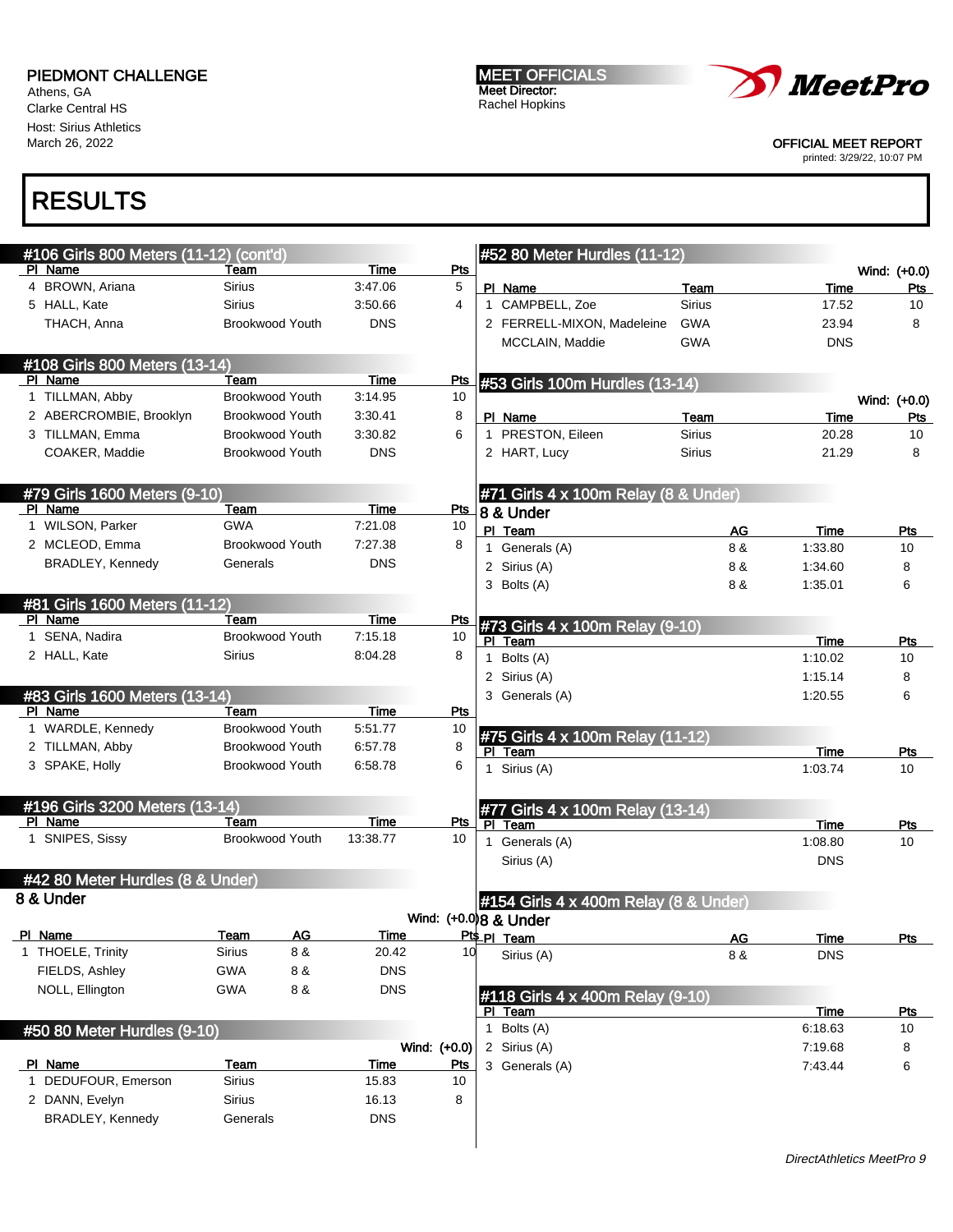PIEDMONT CHALLENGE
Athens, GA
Clarke Central HS
Host: Sirius Athletics
March 26, 2022

MEET OFFICIALS
Meet Director:
Rachel Hopkins

OFFICIAL MEET REPORT
printed: 3/29/22, 10:07 PM

# RESULTS

## #106 Girls 800 Meters (11-12) (cont'd)

| Pl | Name | Team | Time | Pts |
|---|---|---|---|---|
| 4 | BROWN, Ariana | Sirius | 3:47.06 | 5 |
| 5 | HALL, Kate | Sirius | 3:50.66 | 4 |
| | THACH, Anna | Brookwood Youth | DNS | |

## #108 Girls 800 Meters (13-14)

| Pl | Name | Team | Time | Pts |
|---|---|---|---|---|
| 1 | TILLMAN, Abby | Brookwood Youth | 3:14.95 | 10 |
| 2 | ABERCROMBIE, Brooklyn | Brookwood Youth | 3:30.41 | 8 |
| 3 | TILLMAN, Emma | Brookwood Youth | 3:30.82 | 6 |
| | COAKER, Maddie | Brookwood Youth | DNS | |

## #79 Girls 1600 Meters (9-10)

| Pl | Name | Team | Time | Pts |
|---|---|---|---|---|
| 1 | WILSON, Parker | GWA | 7:21.08 | 10 |
| 2 | MCLEOD, Emma | Brookwood Youth | 7:27.38 | 8 |
| | BRADLEY, Kennedy | Generals | DNS | |

## #81 Girls 1600 Meters (11-12)

| Pl | Name | Team | Time | Pts |
|---|---|---|---|---|
| 1 | SENA, Nadira | Brookwood Youth | 7:15.18 | 10 |
| 2 | HALL, Kate | Sirius | 8:04.28 | 8 |

## #83 Girls 1600 Meters (13-14)

| Pl | Name | Team | Time | Pts |
|---|---|---|---|---|
| 1 | WARDLE, Kennedy | Brookwood Youth | 5:51.77 | 10 |
| 2 | TILLMAN, Abby | Brookwood Youth | 6:57.78 | 8 |
| 3 | SPAKE, Holly | Brookwood Youth | 6:58.78 | 6 |

## #196 Girls 3200 Meters (13-14)

| Pl | Name | Team | Time | Pts |
|---|---|---|---|---|
| 1 | SNIPES, Sissy | Brookwood Youth | 13:38.77 | 10 |

## #42 80 Meter Hurdles (8 & Under)

### 8 & Under

Wind: (+0.0)

| Pl | Name | Team | AG | Time | Pts |
|---|---|---|---|---|---|
| 1 | THOELE, Trinity | Sirius | 8 & | 20.42 | 10 |
| | FIELDS, Ashley | GWA | 8 & | DNS | |
| | NOLL, Ellington | GWA | 8 & | DNS | |

## #50 80 Meter Hurdles (9-10)

Wind: (+0.0)

| Pl | Name | Team | Time | Pts |
|---|---|---|---|---|
| 1 | DEDUFOUR, Emerson | Sirius | 15.83 | 10 |
| 2 | DANN, Evelyn | Sirius | 16.13 | 8 |
| | BRADLEY, Kennedy | Generals | DNS | |

## #52 80 Meter Hurdles (11-12)

Wind: (+0.0)

| Pl | Name | Team | Time | Pts |
|---|---|---|---|---|
| 1 | CAMPBELL, Zoe | Sirius | 17.52 | 10 |
| 2 | FERRELL-MIXON, Madeleine | GWA | 23.94 | 8 |
| | MCCLAIN, Maddie | GWA | DNS | |

## #53 Girls 100m Hurdles (13-14)

Wind: (+0.0)

| Pl | Name | Team | Time | Pts |
|---|---|---|---|---|
| 1 | PRESTON, Eileen | Sirius | 20.28 | 10 |
| 2 | HART, Lucy | Sirius | 21.29 | 8 |

## #71 Girls 4 x 100m Relay (8 & Under)

### 8 & Under

| Pl | Team | AG | Time | Pts |
|---|---|---|---|---|
| 1 | Generals (A) | 8 & | 1:33.80 | 10 |
| 2 | Sirius (A) | 8 & | 1:34.60 | 8 |
| 3 | Bolts (A) | 8 & | 1:35.01 | 6 |

## #73 Girls 4 x 100m Relay (9-10)

| Pl | Team | Time | Pts |
|---|---|---|---|
| 1 | Bolts (A) | 1:10.02 | 10 |
| 2 | Sirius (A) | 1:15.14 | 8 |
| 3 | Generals (A) | 1:20.55 | 6 |

## #75 Girls 4 x 100m Relay (11-12)

| Pl | Team | Time | Pts |
|---|---|---|---|
| 1 | Sirius (A) | 1:03.74 | 10 |

## #77 Girls 4 x 100m Relay (13-14)

| Pl | Team | Time | Pts |
|---|---|---|---|
| 1 | Generals (A) | 1:08.80 | 10 |
| | Sirius (A) | DNS | |

## #154 Girls 4 x 400m Relay (8 & Under)

### 8 & Under

| Pl | Team | AG | Time | Pts |
|---|---|---|---|---|
| | Sirius (A) | 8 & | DNS | |

## #118 Girls 4 x 400m Relay (9-10)

| Pl | Team | Time | Pts |
|---|---|---|---|
| 1 | Bolts (A) | 6:18.63 | 10 |
| 2 | Sirius (A) | 7:19.68 | 8 |
| 3 | Generals (A) | 7:43.44 | 6 |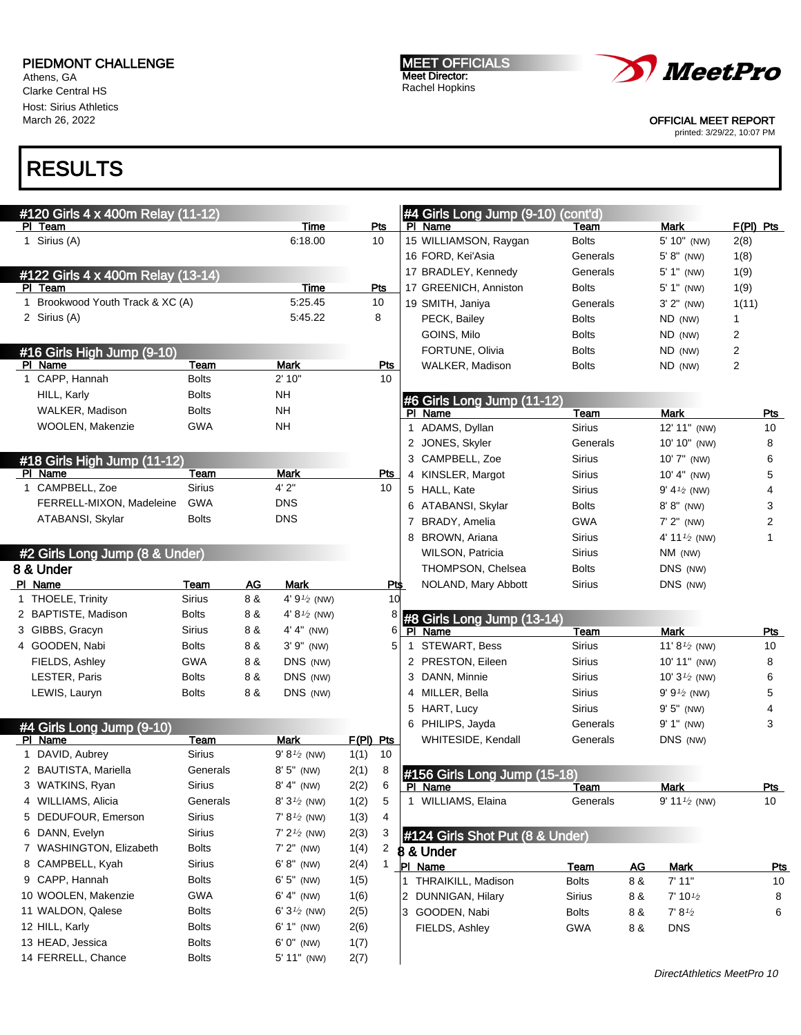PIEDMONT CHALLENGE
Athens, GA
Clarke Central HS
Host: Sirius Athletics
March 26, 2022

MEET OFFICIALS
Meet Director:
Rachel Hopkins

OFFICIAL MEET REPORT
printed: 3/29/22, 10:07 PM

# RESULTS

## #120 Girls 4 x 400m Relay (11-12)

| Pl | Team | Time | Pts |
|---|---|---|---|
| 1 | Sirius (A) | 6:18.00 | 10 |

## #122 Girls 4 x 400m Relay (13-14)

| Pl | Team | Time | Pts |
|---|---|---|---|
| 1 | Brookwood Youth Track & XC (A) | 5:25.45 | 10 |
| 2 | Sirius (A) | 5:45.22 | 8 |

## #16 Girls High Jump (9-10)

| Pl | Name | Team | Mark | Pts |
|---|---|---|---|---|
| 1 | CAPP, Hannah | Bolts | 2' 10" | 10 |
| | HILL, Karly | Bolts | NH | |
| | WALKER, Madison | Bolts | NH | |
| | WOOLEN, Makenzie | GWA | NH | |

## #18 Girls High Jump (11-12)

| Pl | Name | Team | Mark | Pts |
|---|---|---|---|---|
| 1 | CAMPBELL, Zoe | Sirius | 4' 2" | 10 |
| | FERRELL-MIXON, Madeleine | GWA | DNS | |
| | ATABANSI, Skylar | Bolts | DNS | |

## #2 Girls Long Jump (8 & Under)

### 8 & Under

| Pl | Name | Team | AG | Mark | Pts |
|---|---|---|---|---|---|
| 1 | THOELE, Trinity | Sirius | 8 & | 4' 9½ (NW) | 10 |
| 2 | BAPTISTE, Madison | Bolts | 8 & | 4' 8½ (NW) | 8 |
| 3 | GIBBS, Gracyn | Sirius | 8 & | 4' 4" (NW) | 6 |
| 4 | GOODEN, Nabi | Bolts | 8 & | 3' 9" (NW) | 5 |
| | FIELDS, Ashley | GWA | 8 & | DNS (NW) | |
| | LESTER, Paris | Bolts | 8 & | DNS (NW) | |
| | LEWIS, Lauryn | Bolts | 8 & | DNS (NW) | |

## #4 Girls Long Jump (9-10)

| Pl | Name | Team | Mark | F(Pl) | Pts |
|---|---|---|---|---|---|
| 1 | DAVID, Aubrey | Sirius | 9' 8½ (NW) | 1(1) | 10 |
| 2 | BAUTISTA, Mariella | Generals | 8' 5" (NW) | 2(1) | 8 |
| 3 | WATKINS, Ryan | Sirius | 8' 4" (NW) | 2(2) | 6 |
| 4 | WILLIAMS, Alicia | Generals | 8' 3½ (NW) | 1(2) | 5 |
| 5 | DEDUFOUR, Emerson | Sirius | 7' 8½ (NW) | 1(3) | 4 |
| 6 | DANN, Evelyn | Sirius | 7' 2½ (NW) | 2(3) | 3 |
| 7 | WASHINGTON, Elizabeth | Bolts | 7' 2" (NW) | 1(4) | 2 |
| 8 | CAMPBELL, Kyah | Sirius | 6' 8" (NW) | 2(4) | 1 |
| 9 | CAPP, Hannah | Bolts | 6' 5" (NW) | 1(5) | |
| 10 | WOOLEN, Makenzie | GWA | 6' 4" (NW) | 1(6) | |
| 11 | WALDON, Qalese | Bolts | 6' 3½ (NW) | 2(5) | |
| 12 | HILL, Karly | Bolts | 6' 1" (NW) | 2(6) | |
| 13 | HEAD, Jessica | Bolts | 6' 0" (NW) | 1(7) | |
| 14 | FERRELL, Chance | Bolts | 5' 11" (NW) | 2(7) | |
| 15 | WILLIAMSON, Raygan | Bolts | 5' 10" (NW) | 2(8) | |
| 16 | FORD, Kei'Asia | Generals | 5' 8" (NW) | 1(8) | |
| 17 | BRADLEY, Kennedy | Generals | 5' 1" (NW) | 1(9) | |
| 17 | GREENICH, Anniston | Bolts | 5' 1" (NW) | 1(9) | |
| 19 | SMITH, Janiya | Generals | 3' 2" (NW) | 1(11) | |
| | PECK, Bailey | Bolts | ND (NW) | 1 | |
| | GOINS, Milo | Bolts | ND (NW) | 2 | |
| | FORTUNE, Olivia | Bolts | ND (NW) | 2 | |
| | WALKER, Madison | Bolts | ND (NW) | 2 | |

## #6 Girls Long Jump (11-12)

| Pl | Name | Team | Mark | Pts |
|---|---|---|---|---|
| 1 | ADAMS, Dyllan | Sirius | 12' 11" (NW) | 10 |
| 2 | JONES, Skyler | Generals | 10' 10" (NW) | 8 |
| 3 | CAMPBELL, Zoe | Sirius | 10' 7" (NW) | 6 |
| 4 | KINSLER, Margot | Sirius | 10' 4" (NW) | 5 |
| 5 | HALL, Kate | Sirius | 9' 4½ (NW) | 4 |
| 6 | ATABANSI, Skylar | Bolts | 8' 8" (NW) | 3 |
| 7 | BRADY, Amelia | GWA | 7' 2" (NW) | 2 |
| 8 | BROWN, Ariana | Sirius | 4' 11½ (NW) | 1 |
| | WILSON, Patricia | Sirius | NM (NW) | |
| | THOMPSON, Chelsea | Bolts | DNS (NW) | |
| | NOLAND, Mary Abbott | Sirius | DNS (NW) | |

## #8 Girls Long Jump (13-14)

| Pl | Name | Team | Mark | Pts |
|---|---|---|---|---|
| 1 | STEWART, Bess | Sirius | 11' 8½ (NW) | 10 |
| 2 | PRESTON, Eileen | Sirius | 10' 11" (NW) | 8 |
| 3 | DANN, Minnie | Sirius | 10' 3½ (NW) | 6 |
| 4 | MILLER, Bella | Sirius | 9' 9½ (NW) | 5 |
| 5 | HART, Lucy | Sirius | 9' 5" (NW) | 4 |
| 6 | PHILIPS, Jayda | Generals | 9' 1" (NW) | 3 |
| | WHITESIDE, Kendall | Generals | DNS (NW) | |

## #156 Girls Long Jump (15-18)

| Pl | Name | Team | Mark | Pts |
|---|---|---|---|---|
| 1 | WILLIAMS, Elaina | Generals | 9' 11½ (NW) | 10 |

## #124 Girls Shot Put (8 & Under)

### 8 & Under

| Pl | Name | Team | AG | Mark | Pts |
|---|---|---|---|---|---|
| 1 | THRAIKILL, Madison | Bolts | 8 & | 7' 11" | 10 |
| 2 | DUNNIGAN, Hilary | Sirius | 8 & | 7' 10½ | 8 |
| 3 | GOODEN, Nabi | Bolts | 8 & | 7' 8½ | 6 |
| | FIELDS, Ashley | GWA | 8 & | DNS | |

*DirectAthletics MeetPro 10*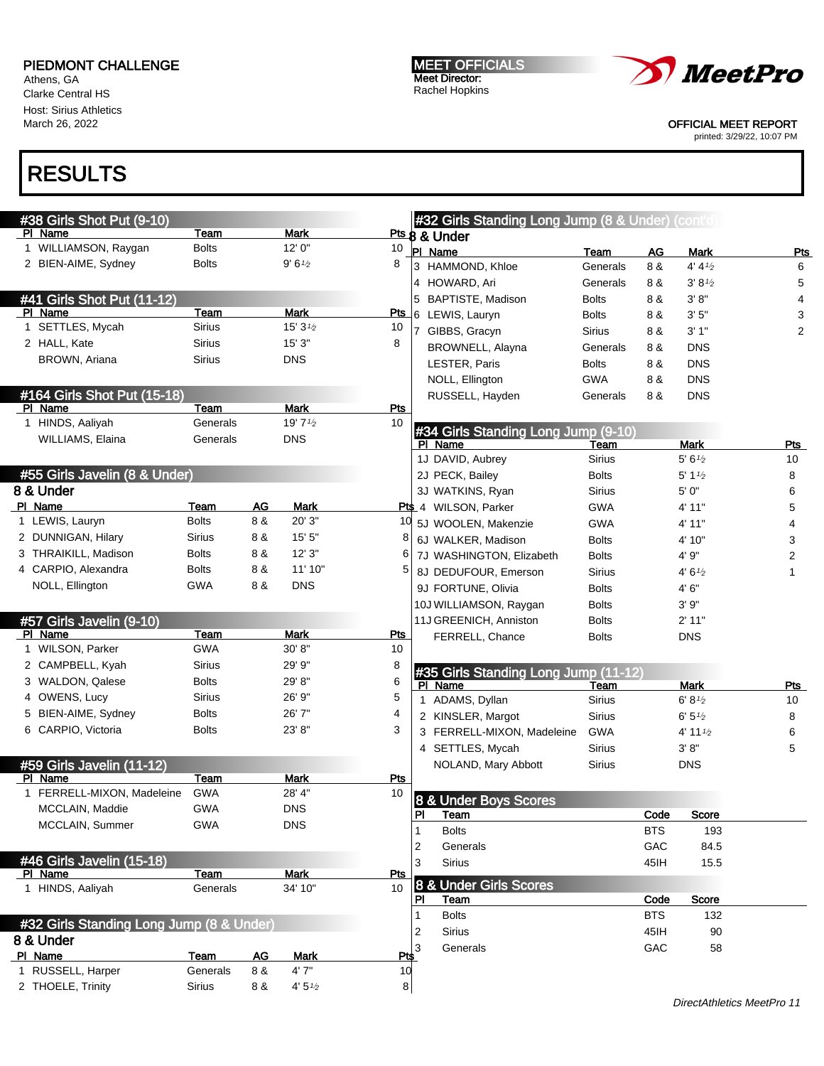PIEDMONT CHALLENGE
Athens, GA
Clarke Central HS
Host: Sirius Athletics
March 26, 2022

MEET OFFICIALS
Meet Director:
Rachel Hopkins

OFFICIAL MEET REPORT
printed: 3/29/22, 10:07 PM

# RESULTS

## #38 Girls Shot Put (9-10)

| Pl | Name | Team | Mark | Pts |
|---|---|---|---|---|
| 1 | WILLIAMSON, Raygan | Bolts | 12' 0" | 10 |
| 2 | BIEN-AIME, Sydney | Bolts | 9' 6½ | 8 |

## #41 Girls Shot Put (11-12)

| Pl | Name | Team | Mark | Pts |
|---|---|---|---|---|
| 1 | SETTLES, Mycah | Sirius | 15' 3½ | 10 |
| 2 | HALL, Kate | Sirius | 15' 3" | 8 |
|  | BROWN, Ariana | Sirius | DNS |  |

## #164 Girls Shot Put (15-18)

| Pl | Name | Team | Mark | Pts |
|---|---|---|---|---|
| 1 | HINDS, Aaliyah | Generals | 19' 7½ | 10 |
|  | WILLIAMS, Elaina | Generals | DNS |  |

## #55 Girls Javelin (8 & Under)

### 8 & Under

| Pl | Name | Team | AG | Mark | Pts |
|---|---|---|---|---|---|
| 1 | LEWIS, Lauryn | Bolts | 8 & | 20' 3" | 10 |
| 2 | DUNNIGAN, Hilary | Sirius | 8 & | 15' 5" | 8 |
| 3 | THRAIKILL, Madison | Bolts | 8 & | 12' 3" | 6 |
| 4 | CARPIO, Alexandra | Bolts | 8 & | 11' 10" | 5 |
|  | NOLL, Ellington | GWA | 8 & | DNS |  |

## #57 Girls Javelin (9-10)

| Pl | Name | Team | Mark | Pts |
|---|---|---|---|---|
| 1 | WILSON, Parker | GWA | 30' 8" | 10 |
| 2 | CAMPBELL, Kyah | Sirius | 29' 9" | 8 |
| 3 | WALDON, Qalese | Bolts | 29' 8" | 6 |
| 4 | OWENS, Lucy | Sirius | 26' 9" | 5 |
| 5 | BIEN-AIME, Sydney | Bolts | 26' 7" | 4 |
| 6 | CARPIO, Victoria | Bolts | 23' 8" | 3 |

## #59 Girls Javelin (11-12)

| Pl | Name | Team | Mark | Pts |
|---|---|---|---|---|
| 1 | FERRELL-MIXON, Madeleine | GWA | 28' 4" | 10 |
|  | MCCLAIN, Maddie | GWA | DNS |  |
|  | MCCLAIN, Summer | GWA | DNS |  |

## #46 Girls Javelin (15-18)

| Pl | Name | Team | Mark | Pts |
|---|---|---|---|---|
| 1 | HINDS, Aaliyah | Generals | 34' 10" | 10 |

## #32 Girls Standing Long Jump (8 & Under)

### 8 & Under

| Pl | Name | Team | AG | Mark | Pts |
|---|---|---|---|---|---|
| 1 | RUSSELL, Harper | Generals | 8 & | 4' 7" | 10 |
| 2 | THOELE, Trinity | Sirius | 8 & | 4' 5½ | 8 |
| 3 | HAMMOND, Khloe | Generals | 8 & | 4' 4½ | 6 |
| 4 | HOWARD, Ari | Generals | 8 & | 3' 8½ | 5 |
| 5 | BAPTISTE, Madison | Bolts | 8 & | 3' 8" | 4 |
| 6 | LEWIS, Lauryn | Bolts | 8 & | 3' 5" | 3 |
| 7 | GIBBS, Gracyn | Sirius | 8 & | 3' 1" | 2 |
|  | BROWNELL, Alayna | Generals | 8 & | DNS |  |
|  | LESTER, Paris | Bolts | 8 & | DNS |  |
|  | NOLL, Ellington | GWA | 8 & | DNS |  |
|  | RUSSELL, Hayden | Generals | 8 & | DNS |  |

## #34 Girls Standing Long Jump (9-10)

| Pl | Name | Team | Mark | Pts |
|---|---|---|---|---|
| 1J | DAVID, Aubrey | Sirius | 5' 6½ | 10 |
| 2J | PECK, Bailey | Bolts | 5' 1½ | 8 |
| 3J | WATKINS, Ryan | Sirius | 5' 0" | 6 |
| 4 | WILSON, Parker | GWA | 4' 11" | 5 |
| 5J | WOOLEN, Makenzie | GWA | 4' 11" | 4 |
| 6J | WALKER, Madison | Bolts | 4' 10" | 3 |
| 7J | WASHINGTON, Elizabeth | Bolts | 4' 9" | 2 |
| 8J | DEDUFOUR, Emerson | Sirius | 4' 6½ | 1 |
| 9J | FORTUNE, Olivia | Bolts | 4' 6" |  |
| 10J | WILLIAMSON, Raygan | Bolts | 3' 9" |  |
| 11J | GREENICH, Chance | Bolts | 2' 11" |  |
|  | FERRELL, Chance | Bolts | DNS |  |

## #35 Girls Standing Long Jump (11-12)

| Pl | Name | Team | Mark | Pts |
|---|---|---|---|---|
| 1 | ADAMS, Dyllan | Sirius | 6' 8½ | 10 |
| 2 | KINSLER, Margot | Sirius | 6' 5½ | 8 |
| 3 | FERRELL-MIXON, Madeleine | GWA | 4' 11½ | 6 |
| 4 | SETTLES, Mycah | Sirius | 3' 8" | 5 |
|  | NOLAND, Mary Abbott | Sirius | DNS |  |

## 8 & Under Boys Scores

| Pl | Team | Code | Score |
|---|---|---|---|
| 1 | Bolts | BTS | 193 |
| 2 | Generals | GAC | 84.5 |
| 3 | Sirius | 45IH | 15.5 |

## 8 & Under Girls Scores

| Pl | Team | Code | Score |
|---|---|---|---|
| 1 | Bolts | BTS | 132 |
| 2 | Sirius | 45IH | 90 |
| 3 | Generals | GAC | 58 |

*DirectAthletics MeetPro 11*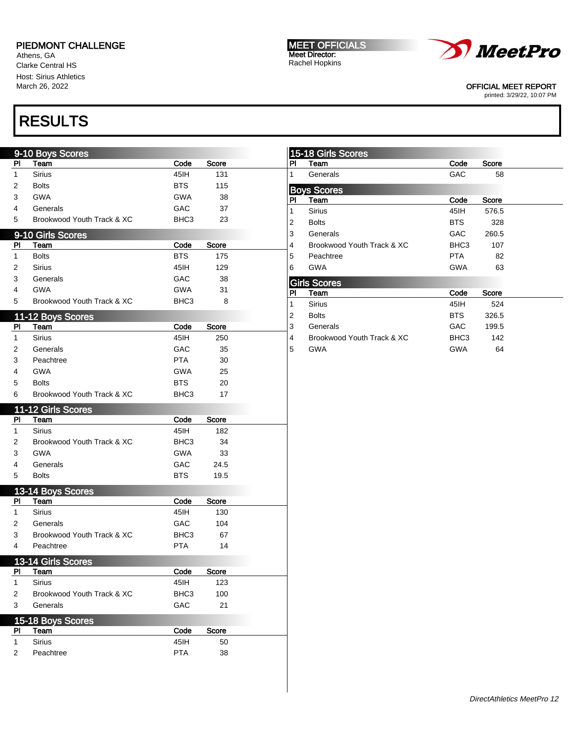PIEDMONT CHALLENGE
Athens, GA
Clarke Central HS
Host: Sirius Athletics
March 26, 2022

MEET OFFICIALS
Meet Director:
Rachel Hopkins

OFFICIAL MEET REPORT
printed: 3/29/22, 10:07 PM

# RESULTS

## 9-10 Boys Scores

| Pl | Team | Code | Score |
|---|---|---|---|
| 1 | Sirius | 45IH | 131 |
| 2 | Bolts | BTS | 115 |
| 3 | GWA | GWA | 38 |
| 4 | Generals | GAC | 37 |
| 5 | Brookwood Youth Track & XC | BHC3 | 23 |

## 9-10 Girls Scores

| Pl | Team | Code | Score |
|---|---|---|---|
| 1 | Bolts | BTS | 175 |
| 2 | Sirius | 45IH | 129 |
| 3 | Generals | GAC | 38 |
| 4 | GWA | GWA | 31 |
| 5 | Brookwood Youth Track & XC | BHC3 | 8 |

## 11-12 Boys Scores

| Pl | Team | Code | Score |
|---|---|---|---|
| 1 | Sirius | 45IH | 250 |
| 2 | Generals | GAC | 35 |
| 3 | Peachtree | PTA | 30 |
| 4 | GWA | GWA | 25 |
| 5 | Bolts | BTS | 20 |
| 6 | Brookwood Youth Track & XC | BHC3 | 17 |

## 11-12 Girls Scores

| Pl | Team | Code | Score |
|---|---|---|---|
| 1 | Sirius | 45IH | 182 |
| 2 | Brookwood Youth Track & XC | BHC3 | 34 |
| 3 | GWA | GWA | 33 |
| 4 | Generals | GAC | 24.5 |
| 5 | Bolts | BTS | 19.5 |

## 13-14 Boys Scores

| Pl | Team | Code | Score |
|---|---|---|---|
| 1 | Sirius | 45IH | 130 |
| 2 | Generals | GAC | 104 |
| 3 | Brookwood Youth Track & XC | BHC3 | 67 |
| 4 | Peachtree | PTA | 14 |

## 13-14 Girls Scores

| Pl | Team | Code | Score |
|---|---|---|---|
| 1 | Sirius | 45IH | 123 |
| 2 | Brookwood Youth Track & XC | BHC3 | 100 |
| 3 | Generals | GAC | 21 |

## 15-18 Boys Scores

| Pl | Team | Code | Score |
|---|---|---|---|
| 1 | Sirius | 45IH | 50 |
| 2 | Peachtree | PTA | 38 |

## 15-18 Girls Scores

| Pl | Team | Code | Score |
|---|---|---|---|
| 1 | Generals | GAC | 58 |

## Boys Scores

| Pl | Team | Code | Score |
|---|---|---|---|
| 1 | Sirius | 45IH | 576.5 |
| 2 | Bolts | BTS | 328 |
| 3 | Generals | GAC | 260.5 |
| 4 | Brookwood Youth Track & XC | BHC3 | 107 |
| 5 | Peachtree | PTA | 82 |
| 6 | GWA | GWA | 63 |

## Girls Scores

| Pl | Team | Code | Score |
|---|---|---|---|
| 1 | Sirius | 45IH | 524 |
| 2 | Bolts | BTS | 326.5 |
| 3 | Generals | GAC | 199.5 |
| 4 | Brookwood Youth Track & XC | BHC3 | 142 |
| 5 | GWA | GWA | 64 |